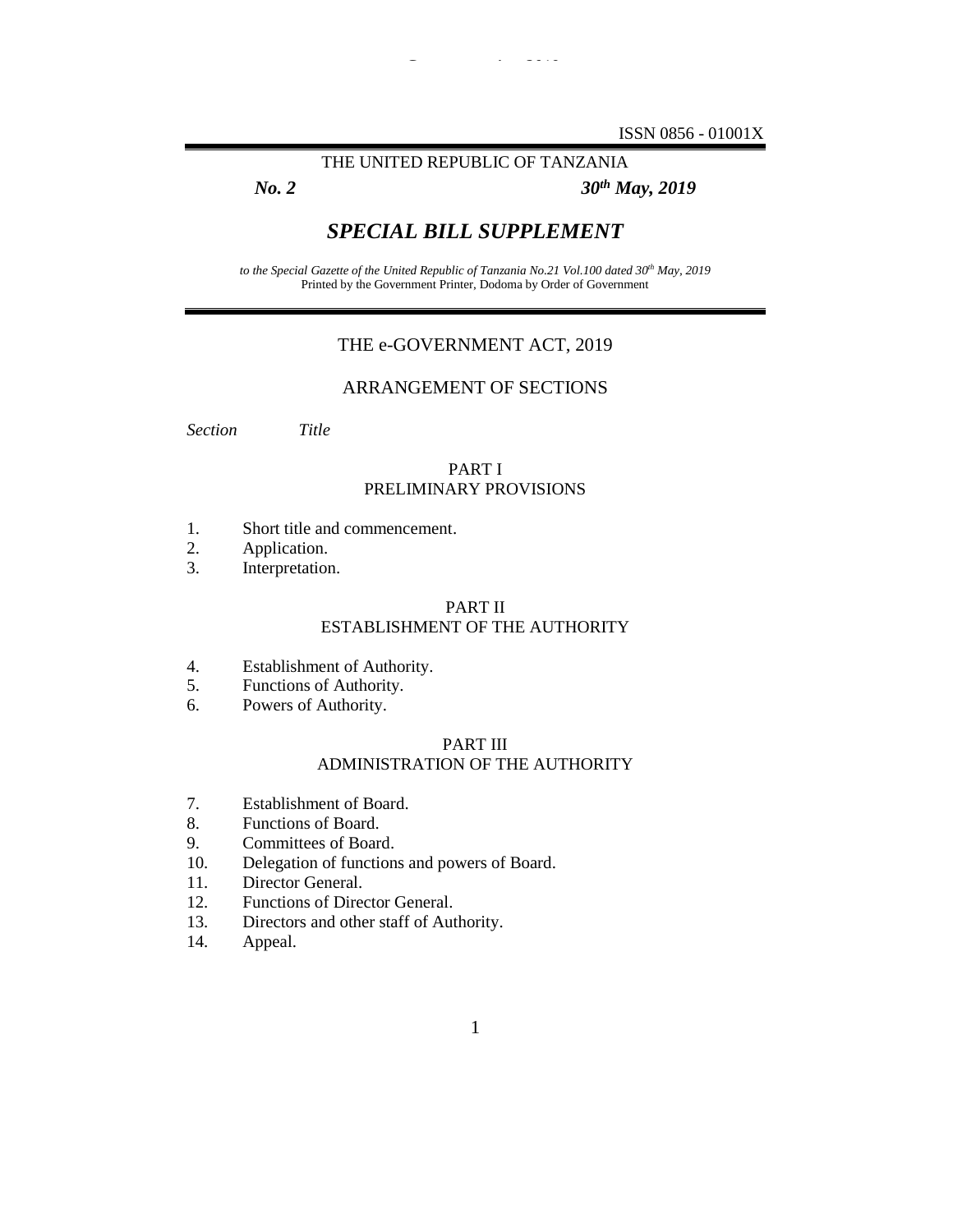ISSN 0856 - 01001X

THE UNITED REPUBLIC OF TANZANIA

***No. 2*** ***30th May, 2019***

# *SPECIAL BILL SUPPLEMENT*

*to the Special Gazette of the United Republic of Tanzania No.21 Vol.100 dated 30th May, 2019*
Printed by the Government Printer, Dodoma by Order of Government

## THE e-GOVERNMENT ACT, 2019

## ARRANGEMENT OF SECTIONS

*Section* *Title*

### PART I
### PRELIMINARY PROVISIONS

1. Short title and commencement.
2. Application.
3. Interpretation.

### PART II
### ESTABLISHMENT OF THE AUTHORITY

4. Establishment of Authority.
5. Functions of Authority.
6. Powers of Authority.

### PART III
### ADMINISTRATION OF THE AUTHORITY

7. Establishment of Board.
8. Functions of Board.
9. Committees of Board.
10. Delegation of functions and powers of Board.
11. Director General.
12. Functions of Director General.
13. Directors and other staff of Authority.
14. Appeal.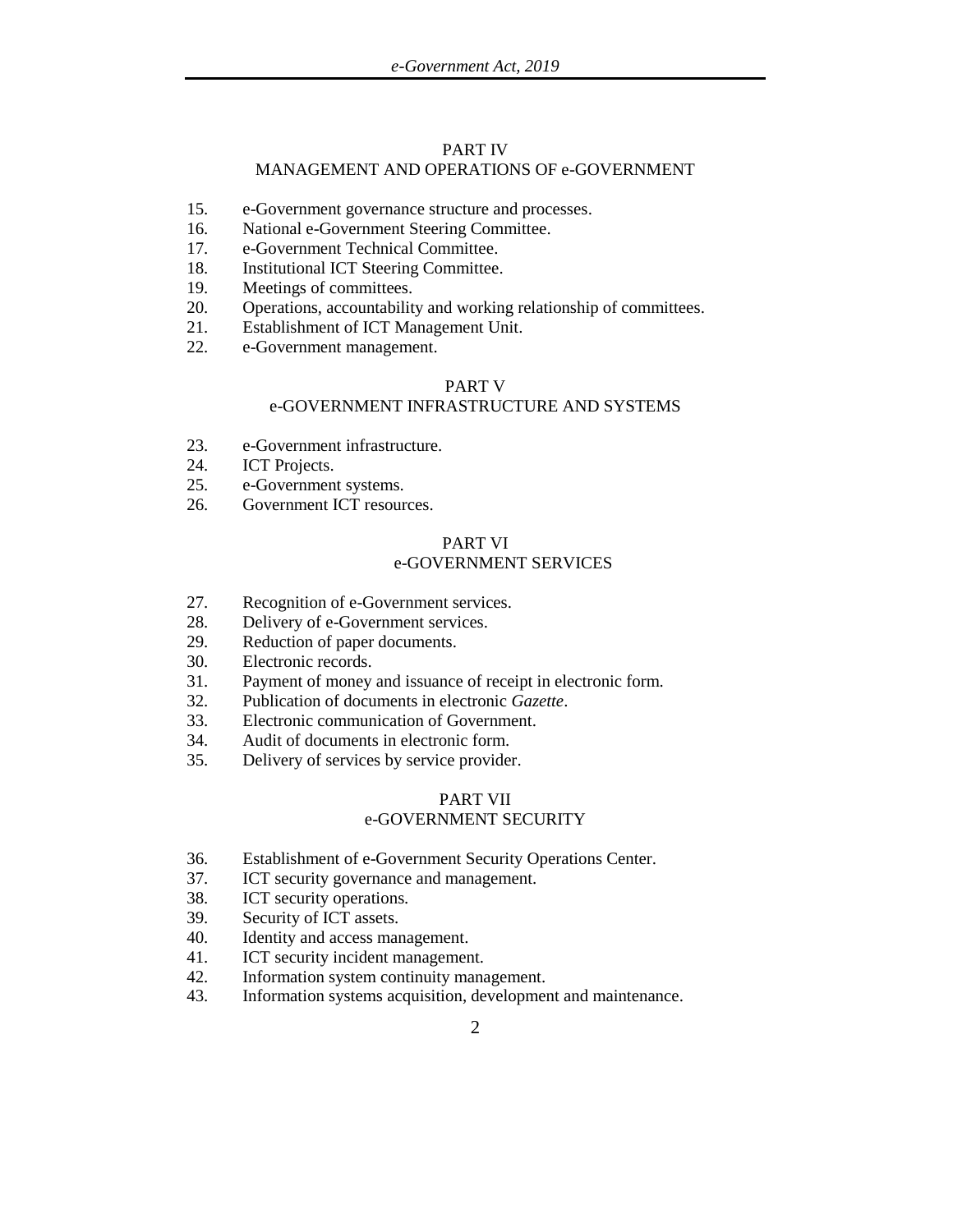## PART IV
## MANAGEMENT AND OPERATIONS OF e-GOVERNMENT

15. e-Government governance structure and processes.
16. National e-Government Steering Committee.
17. e-Government Technical Committee.
18. Institutional ICT Steering Committee.
19. Meetings of committees.
20. Operations, accountability and working relationship of committees.
21. Establishment of ICT Management Unit.
22. e-Government management.

## PART V
## e-GOVERNMENT INFRASTRUCTURE AND SYSTEMS

23. e-Government infrastructure.
24. ICT Projects.
25. e-Government systems.
26. Government ICT resources.

## PART VI
## e-GOVERNMENT SERVICES

27. Recognition of e-Government services.
28. Delivery of e-Government services.
29. Reduction of paper documents.
30. Electronic records.
31. Payment of money and issuance of receipt in electronic form.
32. Publication of documents in electronic *Gazette*.
33. Electronic communication of Government.
34. Audit of documents in electronic form.
35. Delivery of services by service provider.

## PART VII
## e-GOVERNMENT SECURITY

36. Establishment of e-Government Security Operations Center.
37. ICT security governance and management.
38. ICT security operations.
39. Security of ICT assets.
40. Identity and access management.
41. ICT security incident management.
42. Information system continuity management.
43. Information systems acquisition, development and maintenance.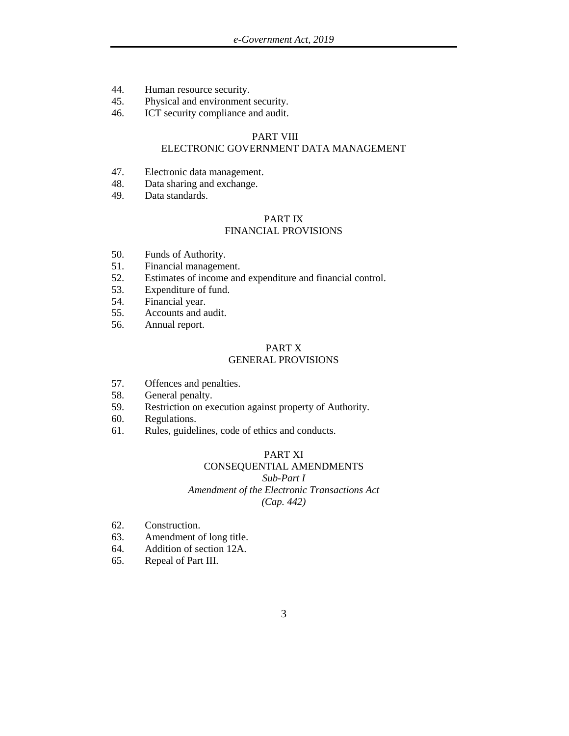44. Human resource security.
45. Physical and environment security.
46. ICT security compliance and audit.

## PART VIII
## ELECTRONIC GOVERNMENT DATA MANAGEMENT

47. Electronic data management.
48. Data sharing and exchange.
49. Data standards.

## PART IX
## FINANCIAL PROVISIONS

50. Funds of Authority.
51. Financial management.
52. Estimates of income and expenditure and financial control.
53. Expenditure of fund.
54. Financial year.
55. Accounts and audit.
56. Annual report.

## PART X
## GENERAL PROVISIONS

57. Offences and penalties.
58. General penalty.
59. Restriction on execution against property of Authority.
60. Regulations.
61. Rules, guidelines, code of ethics and conducts.

## PART XI
## CONSEQUENTIAL AMENDMENTS

### *Sub-Part I*
### *Amendment of the Electronic Transactions Act*
### *(Cap. 442)*

62. Construction.
63. Amendment of long title.
64. Addition of section 12A.
65. Repeal of Part III.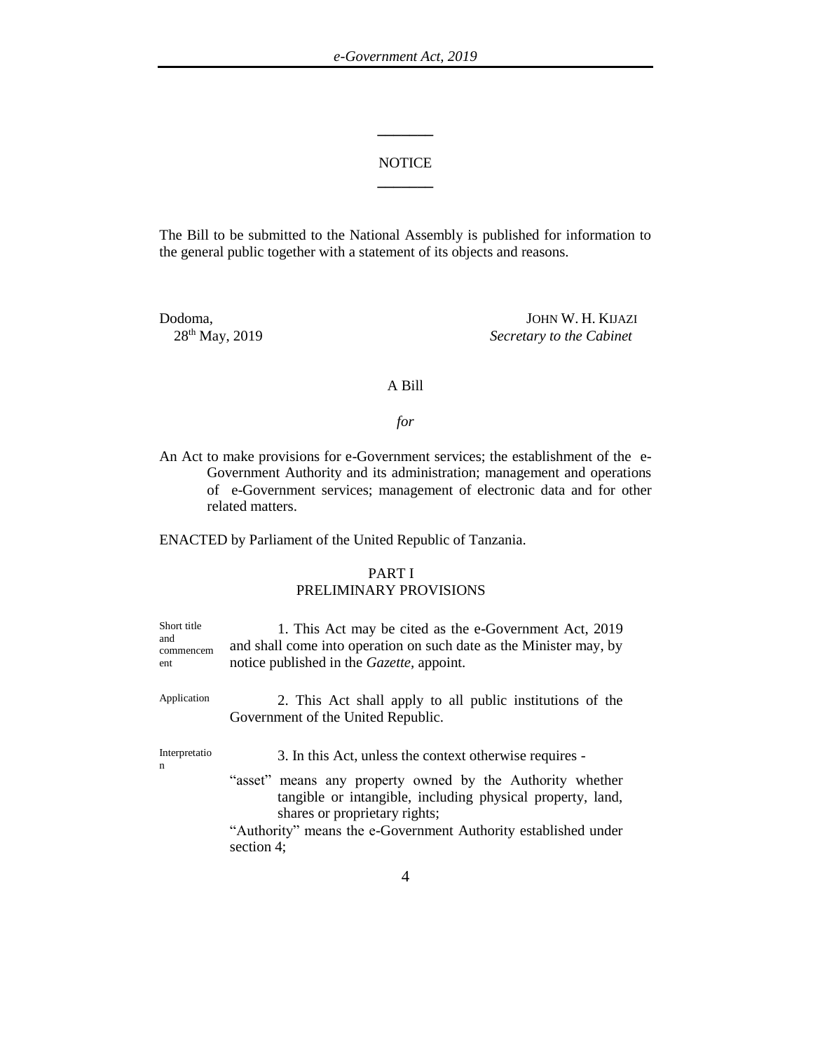## NOTICE

The Bill to be submitted to the National Assembly is published for information to the general public together with a statement of its objects and reasons.

Dodoma,
28th May, 2019

JOHN W. H. KIJAZI
*Secretary to the Cabinet*

A Bill

*for*

An Act to make provisions for e-Government services; the establishment of the e-Government Authority and its administration; management and operations of e-Government services; management of electronic data and for other related matters.

ENACTED by Parliament of the United Republic of Tanzania.

## PART I
## PRELIMINARY PROVISIONS

Short title and commencement

1. This Act may be cited as the e-Government Act, 2019 and shall come into operation on such date as the Minister may, by notice published in the *Gazette*, appoint.

Application

2. This Act shall apply to all public institutions of the Government of the United Republic.

Interpretation

3. In this Act, unless the context otherwise requires -

"asset" means any property owned by the Authority whether tangible or intangible, including physical property, land, shares or proprietary rights;

"Authority" means the e-Government Authority established under section 4;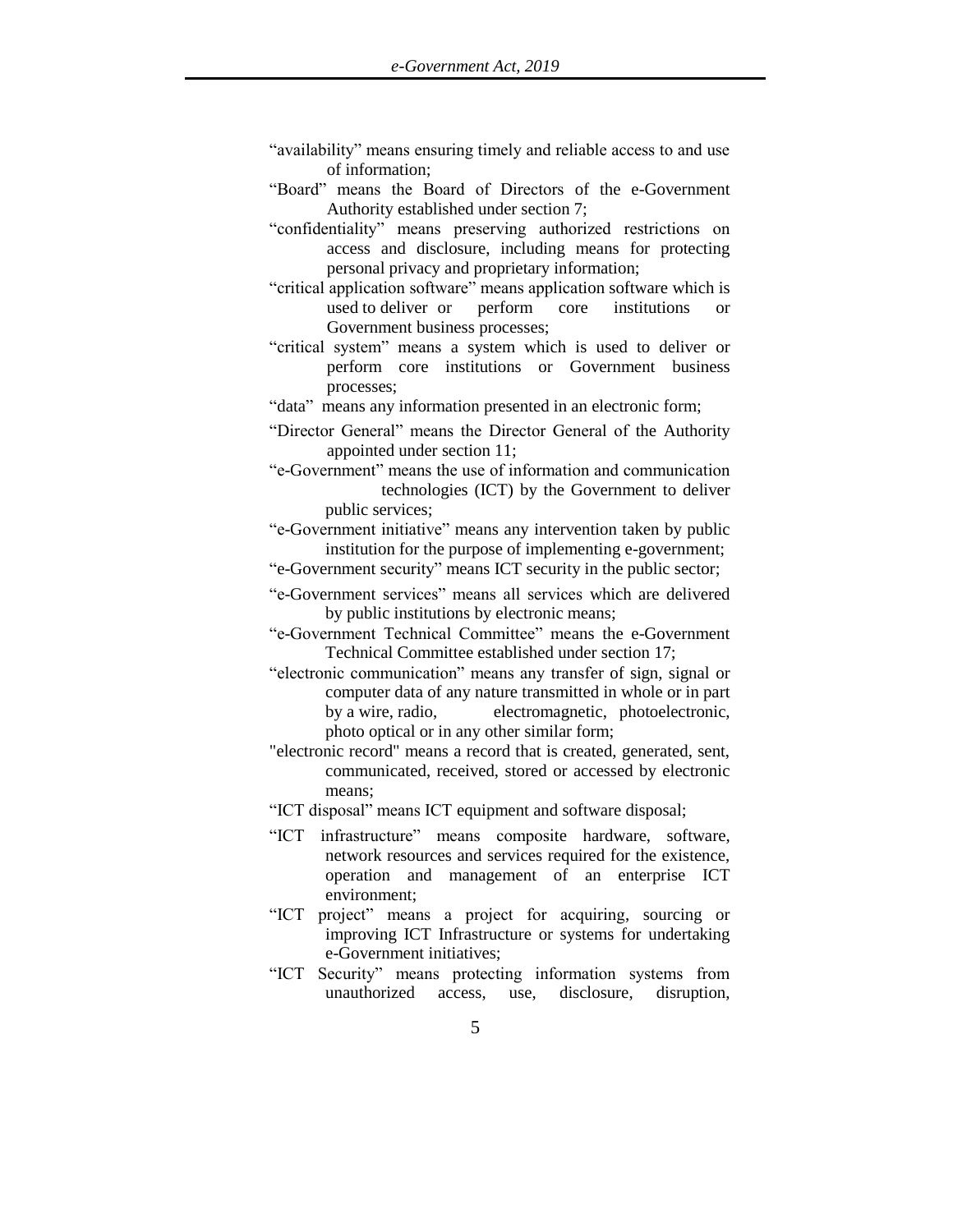"availability" means ensuring timely and reliable access to and use of information;

"Board" means the Board of Directors of the e-Government Authority established under section 7;

"confidentiality" means preserving authorized restrictions on access and disclosure, including means for protecting personal privacy and proprietary information;

"critical application software" means application software which is used to deliver or perform core institutions or Government business processes;

"critical system" means a system which is used to deliver or perform core institutions or Government business processes;

"data" means any information presented in an electronic form;

"Director General" means the Director General of the Authority appointed under section 11;

"e-Government" means the use of information and communication technologies (ICT) by the Government to deliver public services;

"e-Government initiative" means any intervention taken by public institution for the purpose of implementing e-government;

"e-Government security" means ICT security in the public sector;

"e-Government services" means all services which are delivered by public institutions by electronic means;

"e-Government Technical Committee" means the e-Government Technical Committee established under section 17;

"electronic communication" means any transfer of sign, signal or computer data of any nature transmitted in whole or in part by a wire, radio, electromagnetic, photoelectronic, photo optical or in any other similar form;

"electronic record" means a record that is created, generated, sent, communicated, received, stored or accessed by electronic means;

"ICT disposal" means ICT equipment and software disposal;

"ICT infrastructure" means composite hardware, software, network resources and services required for the existence, operation and management of an enterprise ICT environment;

"ICT project" means a project for acquiring, sourcing or improving ICT Infrastructure or systems for undertaking e-Government initiatives;

"ICT Security" means protecting information systems from unauthorized access, use, disclosure, disruption,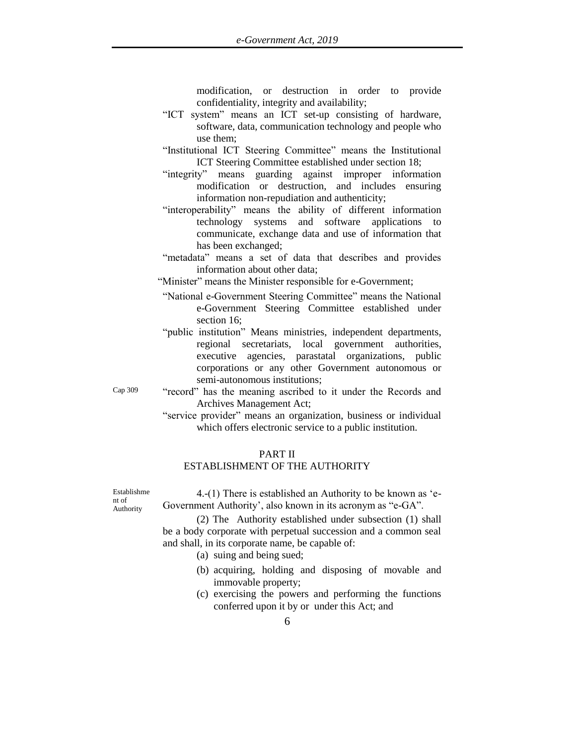modification, or destruction in order to provide confidentiality, integrity and availability;

"ICT system" means an ICT set-up consisting of hardware, software, data, communication technology and people who use them;

"Institutional ICT Steering Committee" means the Institutional ICT Steering Committee established under section 18;

"integrity" means guarding against improper information modification or destruction, and includes ensuring information non-repudiation and authenticity;

"interoperability" means the ability of different information technology systems and software applications to communicate, exchange data and use of information that has been exchanged;

"metadata" means a set of data that describes and provides information about other data;

"Minister" means the Minister responsible for e-Government;

"National e-Government Steering Committee" means the National e-Government Steering Committee established under section 16;

"public institution" Means ministries, independent departments, regional secretariats, local government authorities, executive agencies, parastatal organizations, public corporations or any other Government autonomous or semi-autonomous institutions;

Cap 309

"record" has the meaning ascribed to it under the Records and Archives Management Act;

"service provider" means an organization, business or individual which offers electronic service to a public institution.

## PART II
## ESTABLISHMENT OF THE AUTHORITY

Establishment of Authority

4.-(1) There is established an Authority to be known as 'e-Government Authority', also known in its acronym as "e-GA".

(2) The Authority established under subsection (1) shall be a body corporate with perpetual succession and a common seal and shall, in its corporate name, be capable of:

(a) suing and being sued;

(b) acquiring, holding and disposing of movable and immovable property;

(c) exercising the powers and performing the functions conferred upon it by or under this Act; and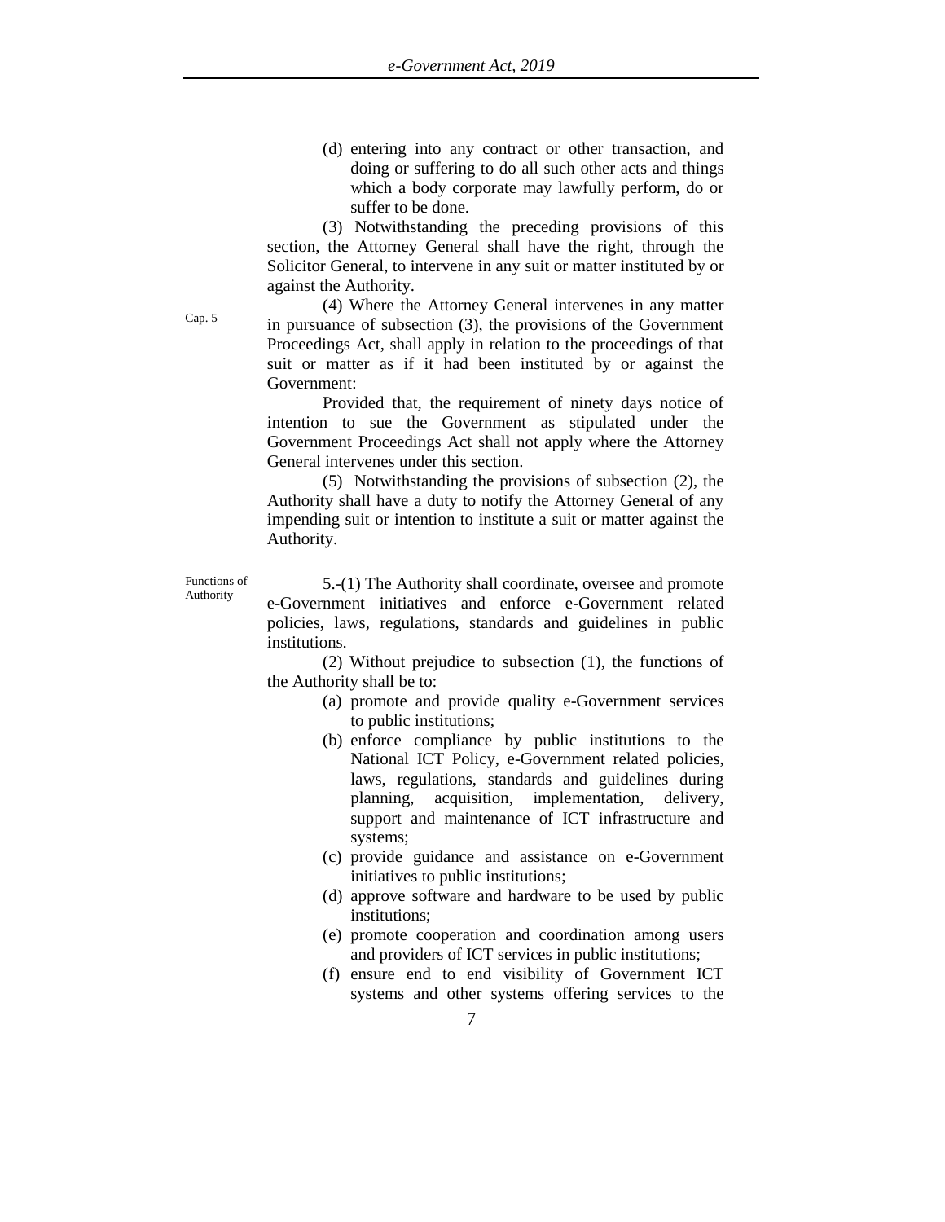(d) entering into any contract or other transaction, and doing or suffering to do all such other acts and things which a body corporate may lawfully perform, do or suffer to be done.

(3) Notwithstanding the preceding provisions of this section, the Attorney General shall have the right, through the Solicitor General, to intervene in any suit or matter instituted by or against the Authority.

Cap. 5

(4) Where the Attorney General intervenes in any matter in pursuance of subsection (3), the provisions of the Government Proceedings Act, shall apply in relation to the proceedings of that suit or matter as if it had been instituted by or against the Government:

Provided that, the requirement of ninety days notice of intention to sue the Government as stipulated under the Government Proceedings Act shall not apply where the Attorney General intervenes under this section.

(5) Notwithstanding the provisions of subsection (2), the Authority shall have a duty to notify the Attorney General of any impending suit or intention to institute a suit or matter against the Authority.

Functions of Authority

5.-(1) The Authority shall coordinate, oversee and promote e-Government initiatives and enforce e-Government related policies, laws, regulations, standards and guidelines in public institutions.

(2) Without prejudice to subsection (1), the functions of the Authority shall be to:

(a) promote and provide quality e-Government services to public institutions;

(b) enforce compliance by public institutions to the National ICT Policy, e-Government related policies, laws, regulations, standards and guidelines during planning, acquisition, implementation, delivery, support and maintenance of ICT infrastructure and systems;

(c) provide guidance and assistance on e-Government initiatives to public institutions;

(d) approve software and hardware to be used by public institutions;

(e) promote cooperation and coordination among users and providers of ICT services in public institutions;

(f) ensure end to end visibility of Government ICT systems and other systems offering services to the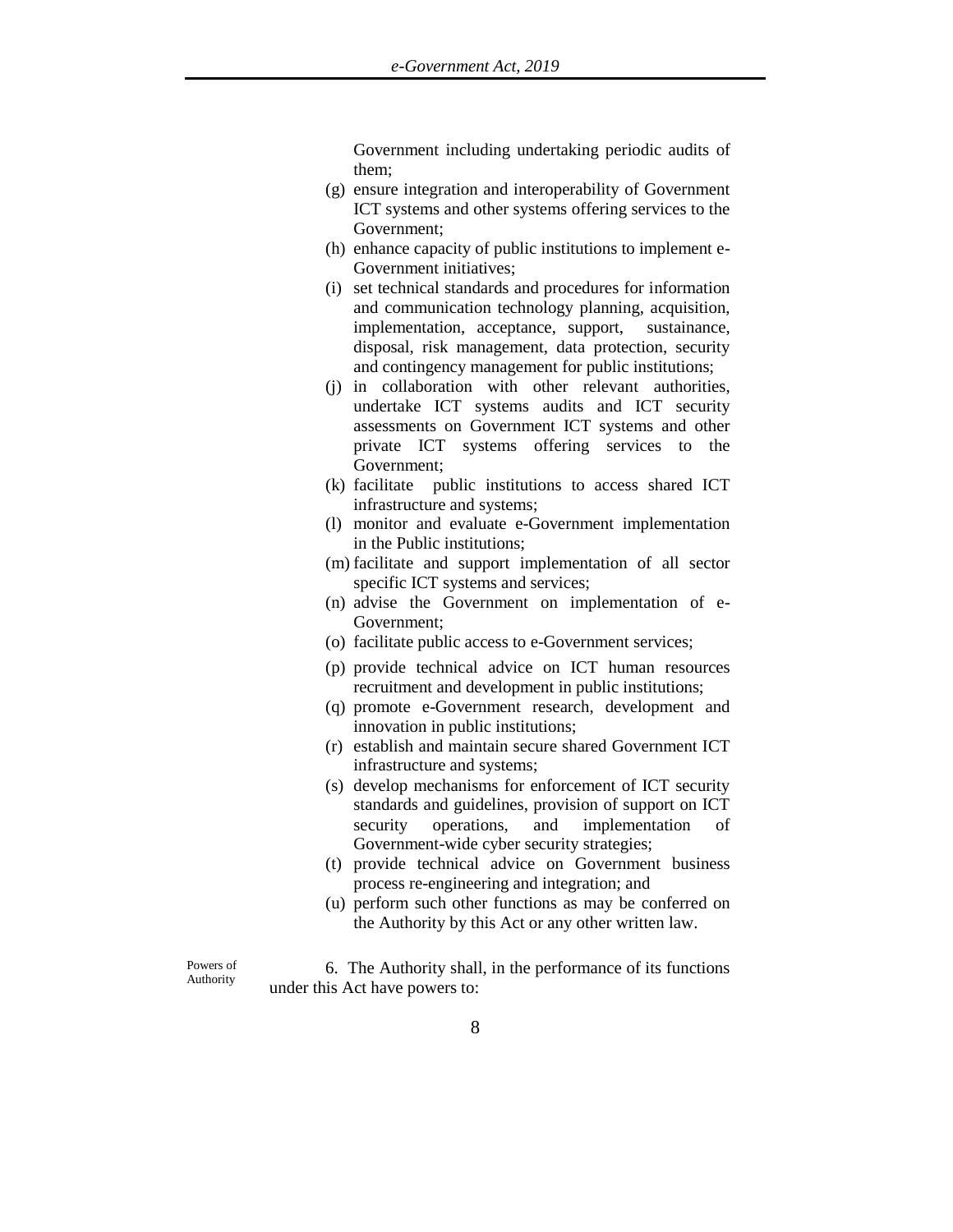Government including undertaking periodic audits of them;

(g) ensure integration and interoperability of Government ICT systems and other systems offering services to the Government;

(h) enhance capacity of public institutions to implement e-Government initiatives;

(i) set technical standards and procedures for information and communication technology planning, acquisition, implementation, acceptance, support, sustainance, disposal, risk management, data protection, security and contingency management for public institutions;

(j) in collaboration with other relevant authorities, undertake ICT systems audits and ICT security assessments on Government ICT systems and other private ICT systems offering services to the Government;

(k) facilitate public institutions to access shared ICT infrastructure and systems;

(l) monitor and evaluate e-Government implementation in the Public institutions;

(m) facilitate and support implementation of all sector specific ICT systems and services;

(n) advise the Government on implementation of e-Government;

(o) facilitate public access to e-Government services;

(p) provide technical advice on ICT human resources recruitment and development in public institutions;

(q) promote e-Government research, development and innovation in public institutions;

(r) establish and maintain secure shared Government ICT infrastructure and systems;

(s) develop mechanisms for enforcement of ICT security standards and guidelines, provision of support on ICT security operations, and implementation of Government-wide cyber security strategies;

(t) provide technical advice on Government business process re-engineering and integration; and

(u) perform such other functions as may be conferred on the Authority by this Act or any other written law.

Powers of Authority

6. The Authority shall, in the performance of its functions under this Act have powers to: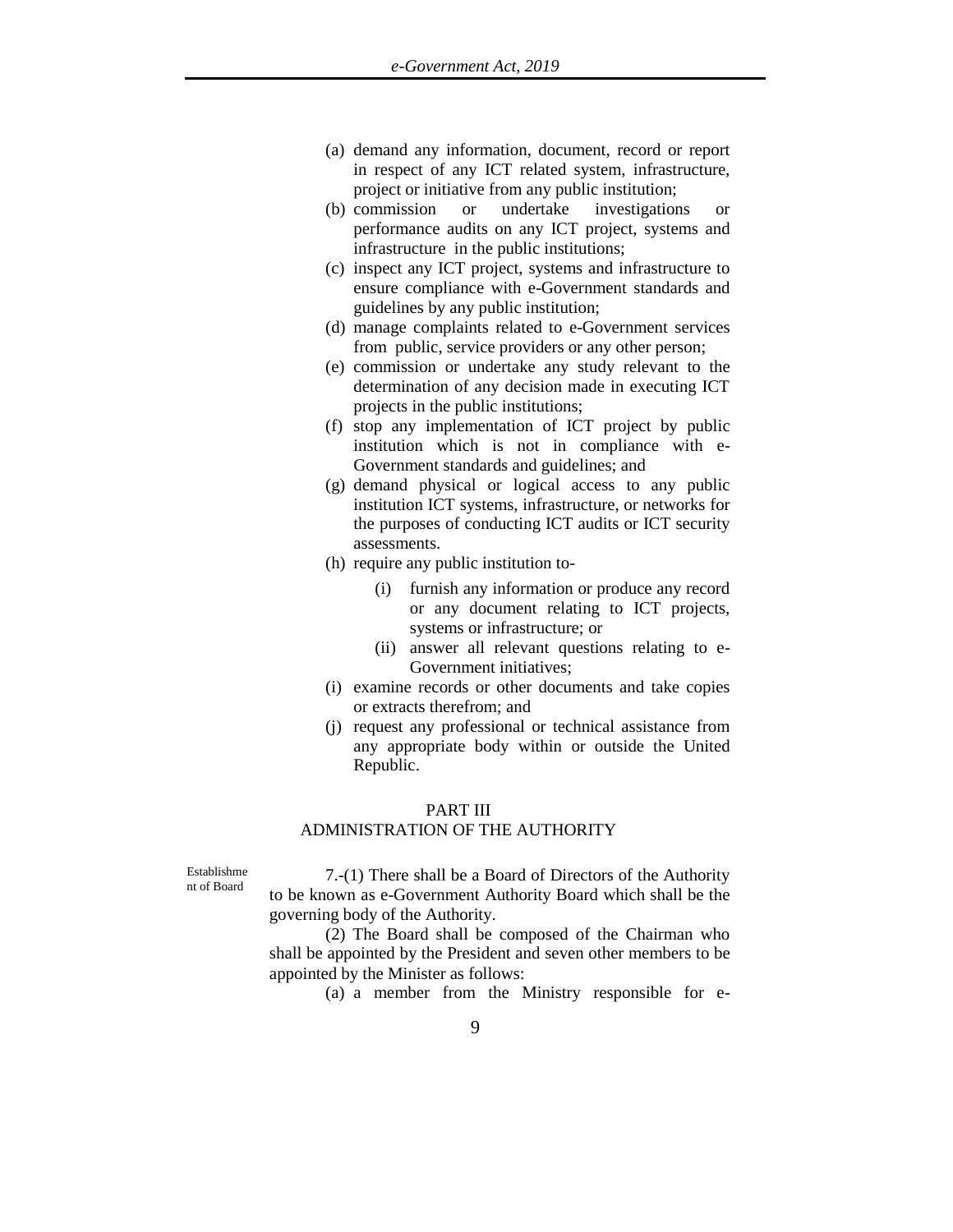(a) demand any information, document, record or report in respect of any ICT related system, infrastructure, project or initiative from any public institution;

(b) commission or undertake investigations or performance audits on any ICT project, systems and infrastructure in the public institutions;

(c) inspect any ICT project, systems and infrastructure to ensure compliance with e-Government standards and guidelines by any public institution;

(d) manage complaints related to e-Government services from public, service providers or any other person;

(e) commission or undertake any study relevant to the determination of any decision made in executing ICT projects in the public institutions;

(f) stop any implementation of ICT project by public institution which is not in compliance with e-Government standards and guidelines; and

(g) demand physical or logical access to any public institution ICT systems, infrastructure, or networks for the purposes of conducting ICT audits or ICT security assessments.

(h) require any public institution to-

   (i) furnish any information or produce any record or any document relating to ICT projects, systems or infrastructure; or

   (ii) answer all relevant questions relating to e-Government initiatives;

(i) examine records or other documents and take copies or extracts therefrom; and

(j) request any professional or technical assistance from any appropriate body within or outside the United Republic.

## PART III
## ADMINISTRATION OF THE AUTHORITY

Establishment of Board

7.-(1) There shall be a Board of Directors of the Authority to be known as e-Government Authority Board which shall be the governing body of the Authority.

(2) The Board shall be composed of the Chairman who shall be appointed by the President and seven other members to be appointed by the Minister as follows:

(a) a member from the Ministry responsible for e-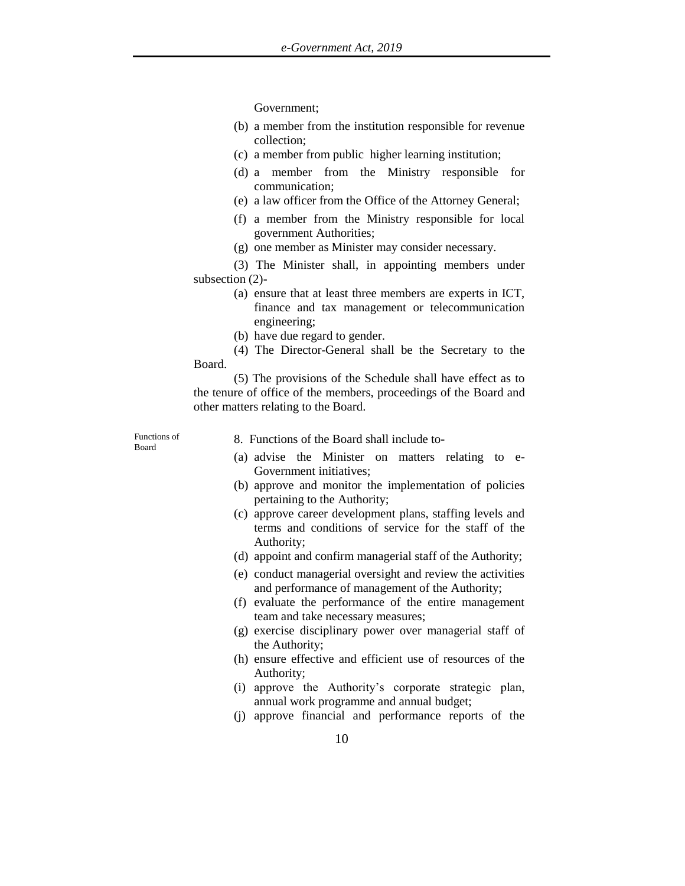Government;

(b) a member from the institution responsible for revenue collection;

(c) a member from public higher learning institution;

(d) a member from the Ministry responsible for communication;

(e) a law officer from the Office of the Attorney General;

(f) a member from the Ministry responsible for local government Authorities;

(g) one member as Minister may consider necessary.

(3) The Minister shall, in appointing members under subsection (2)-

(a) ensure that at least three members are experts in ICT, finance and tax management or telecommunication engineering;

(b) have due regard to gender.

(4) The Director-General shall be the Secretary to the Board.

(5) The provisions of the Schedule shall have effect as to the tenure of office of the members, proceedings of the Board and other matters relating to the Board.

Functions of Board

8. Functions of the Board shall include to-

(a) advise the Minister on matters relating to e-Government initiatives;

(b) approve and monitor the implementation of policies pertaining to the Authority;

(c) approve career development plans, staffing levels and terms and conditions of service for the staff of the Authority;

(d) appoint and confirm managerial staff of the Authority;

(e) conduct managerial oversight and review the activities and performance of management of the Authority;

(f) evaluate the performance of the entire management team and take necessary measures;

(g) exercise disciplinary power over managerial staff of the Authority;

(h) ensure effective and efficient use of resources of the Authority;

(i) approve the Authority's corporate strategic plan, annual work programme and annual budget;

(j) approve financial and performance reports of the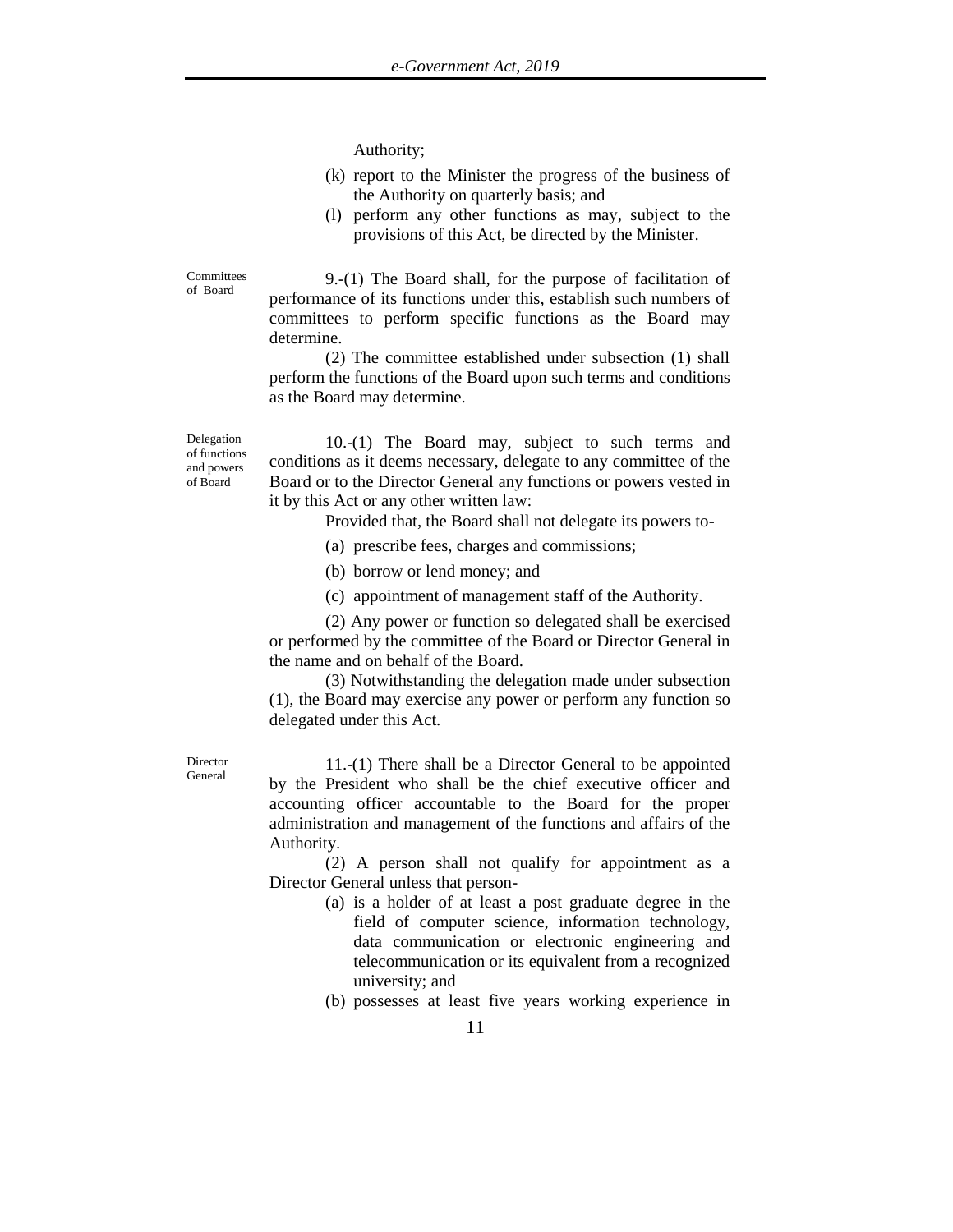Authority;

(k) report to the Minister the progress of the business of the Authority on quarterly basis; and

(l) perform any other functions as may, subject to the provisions of this Act, be directed by the Minister.

Committees of Board

9.-(1) The Board shall, for the purpose of facilitation of performance of its functions under this, establish such numbers of committees to perform specific functions as the Board may determine.

(2) The committee established under subsection (1) shall perform the functions of the Board upon such terms and conditions as the Board may determine.

Delegation of functions and powers of Board

10.-(1) The Board may, subject to such terms and conditions as it deems necessary, delegate to any committee of the Board or to the Director General any functions or powers vested in it by this Act or any other written law:

Provided that, the Board shall not delegate its powers to-

(a) prescribe fees, charges and commissions;

(b) borrow or lend money; and

(c) appointment of management staff of the Authority.

(2) Any power or function so delegated shall be exercised or performed by the committee of the Board or Director General in the name and on behalf of the Board.

(3) Notwithstanding the delegation made under subsection (1), the Board may exercise any power or perform any function so delegated under this Act.

Director General

11.-(1) There shall be a Director General to be appointed by the President who shall be the chief executive officer and accounting officer accountable to the Board for the proper administration and management of the functions and affairs of the Authority.

(2) A person shall not qualify for appointment as a Director General unless that person-

(a) is a holder of at least a post graduate degree in the field of computer science, information technology, data communication or electronic engineering and telecommunication or its equivalent from a recognized university; and

(b) possesses at least five years working experience in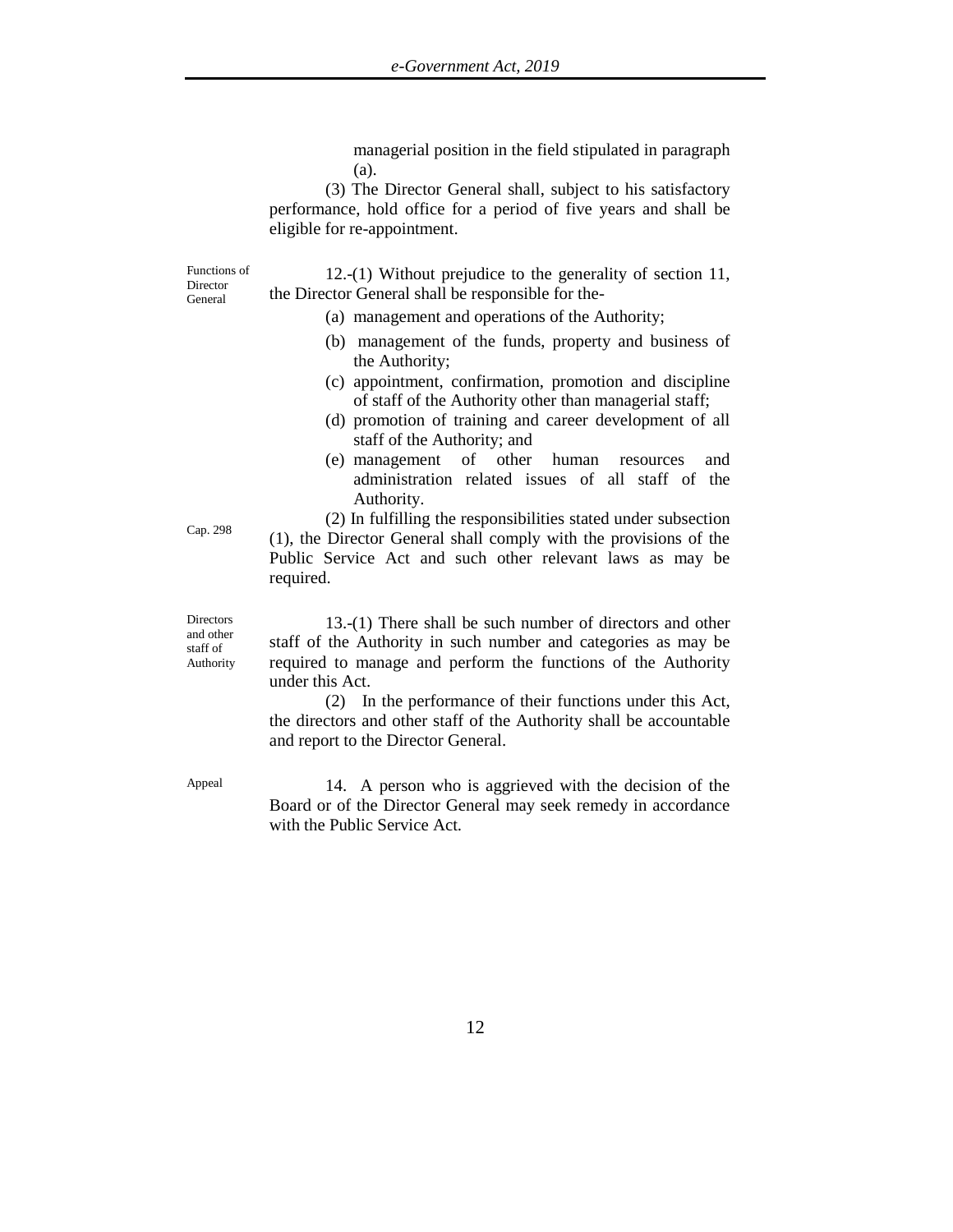managerial position in the field stipulated in paragraph (a).

(3) The Director General shall, subject to his satisfactory performance, hold office for a period of five years and shall be eligible for re-appointment.

Functions of Director General

12.-(1) Without prejudice to the generality of section 11, the Director General shall be responsible for the-

(a) management and operations of the Authority;

(b) management of the funds, property and business of the Authority;

(c) appointment, confirmation, promotion and discipline of staff of the Authority other than managerial staff;

(d) promotion of training and career development of all staff of the Authority; and

(e) management of other human resources and administration related issues of all staff of the Authority.

Cap. 298

(2) In fulfilling the responsibilities stated under subsection (1), the Director General shall comply with the provisions of the Public Service Act and such other relevant laws as may be required.

Directors and other staff of Authority

13.-(1) There shall be such number of directors and other staff of the Authority in such number and categories as may be required to manage and perform the functions of the Authority under this Act.

(2) In the performance of their functions under this Act, the directors and other staff of the Authority shall be accountable and report to the Director General.

Appeal

14. A person who is aggrieved with the decision of the Board or of the Director General may seek remedy in accordance with the Public Service Act.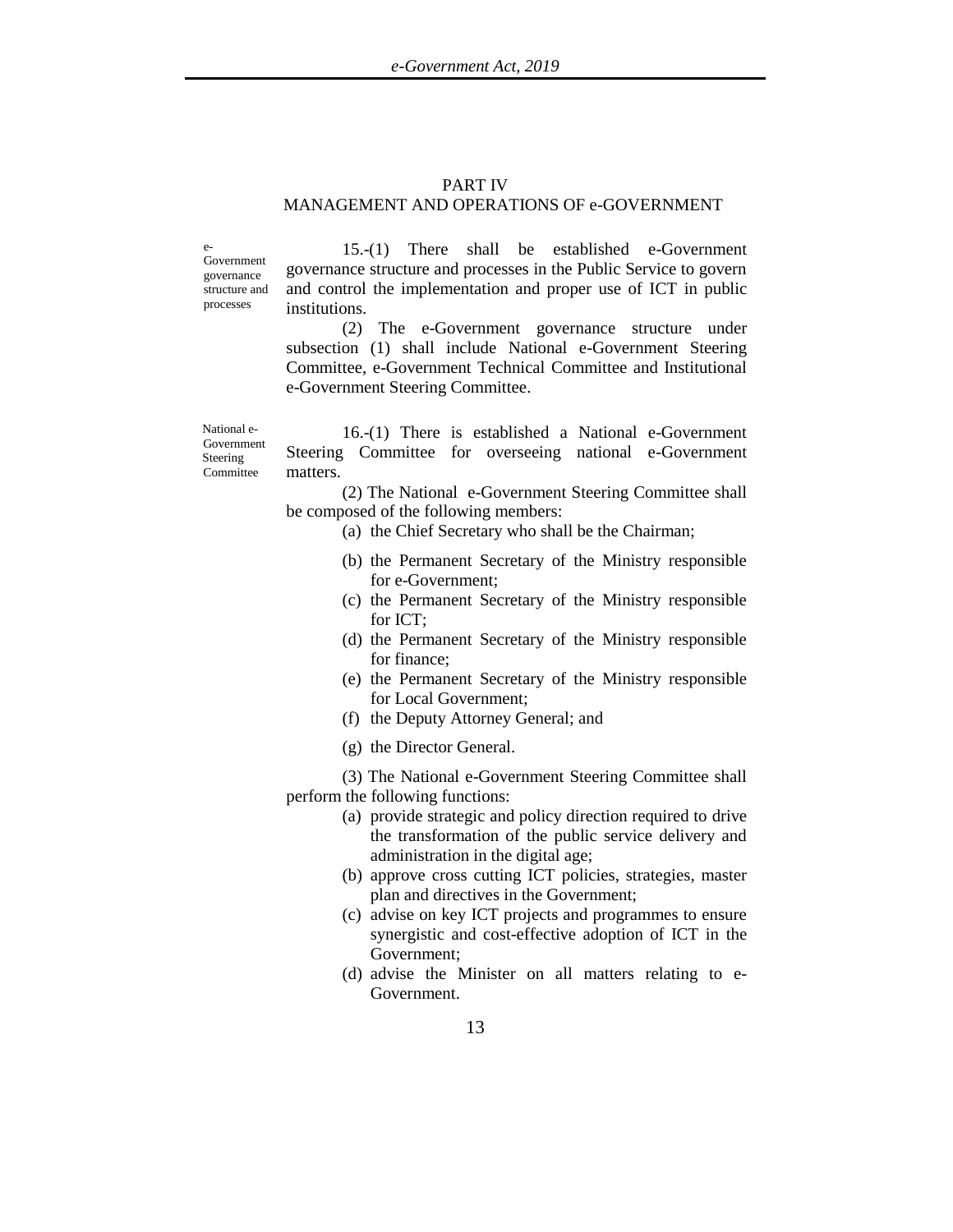## PART IV
## MANAGEMENT AND OPERATIONS OF e-GOVERNMENT

e-Government governance structure and processes

15.-(1) There shall be established e-Government governance structure and processes in the Public Service to govern and control the implementation and proper use of ICT in public institutions.

(2) The e-Government governance structure under subsection (1) shall include National e-Government Steering Committee, e-Government Technical Committee and Institutional e-Government Steering Committee.

National e-Government Steering Committee

16.-(1) There is established a National e-Government Steering Committee for overseeing national e-Government matters.

(2) The National e-Government Steering Committee shall be composed of the following members:

(a) the Chief Secretary who shall be the Chairman;

(b) the Permanent Secretary of the Ministry responsible for e-Government;

(c) the Permanent Secretary of the Ministry responsible for ICT;

(d) the Permanent Secretary of the Ministry responsible for finance;

(e) the Permanent Secretary of the Ministry responsible for Local Government;

(f) the Deputy Attorney General; and

(g) the Director General.

(3) The National e-Government Steering Committee shall perform the following functions:

(a) provide strategic and policy direction required to drive the transformation of the public service delivery and administration in the digital age;

(b) approve cross cutting ICT policies, strategies, master plan and directives in the Government;

(c) advise on key ICT projects and programmes to ensure synergistic and cost-effective adoption of ICT in the Government;

(d) advise the Minister on all matters relating to e-Government.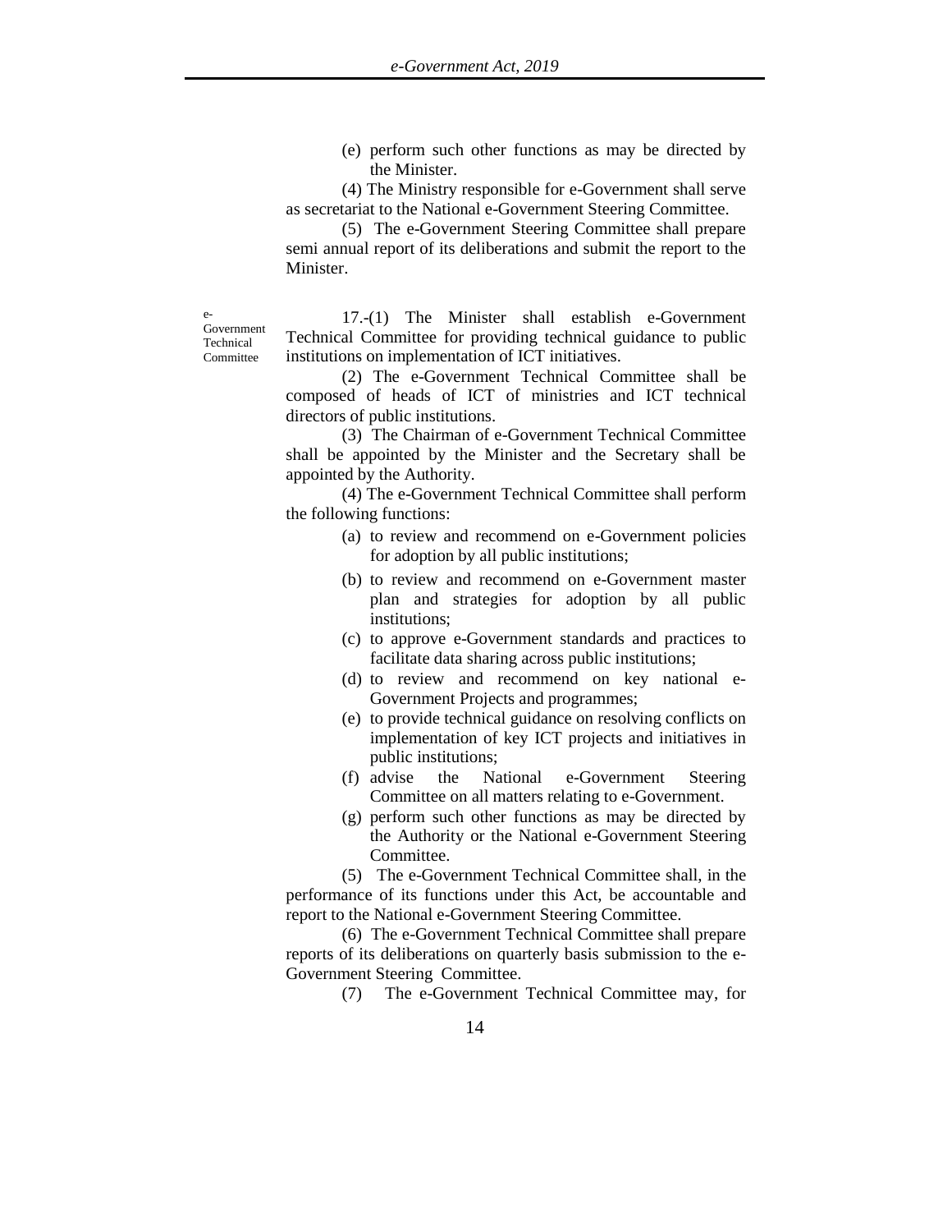(e) perform such other functions as may be directed by the Minister.

(4) The Ministry responsible for e-Government shall serve as secretariat to the National e-Government Steering Committee.

(5) The e-Government Steering Committee shall prepare semi annual report of its deliberations and submit the report to the Minister.

e-Government Technical Committee

17.-(1) The Minister shall establish e-Government Technical Committee for providing technical guidance to public institutions on implementation of ICT initiatives.

(2) The e-Government Technical Committee shall be composed of heads of ICT of ministries and ICT technical directors of public institutions.

(3) The Chairman of e-Government Technical Committee shall be appointed by the Minister and the Secretary shall be appointed by the Authority.

(4) The e-Government Technical Committee shall perform the following functions:

(a) to review and recommend on e-Government policies for adoption by all public institutions;

(b) to review and recommend on e-Government master plan and strategies for adoption by all public institutions;

(c) to approve e-Government standards and practices to facilitate data sharing across public institutions;

(d) to review and recommend on key national e-Government Projects and programmes;

(e) to provide technical guidance on resolving conflicts on implementation of key ICT projects and initiatives in public institutions;

(f) advise the National e-Government Steering Committee on all matters relating to e-Government.

(g) perform such other functions as may be directed by the Authority or the National e-Government Steering Committee.

(5) The e-Government Technical Committee shall, in the performance of its functions under this Act, be accountable and report to the National e-Government Steering Committee.

(6) The e-Government Technical Committee shall prepare reports of its deliberations on quarterly basis submission to the e-Government Steering Committee.

(7) The e-Government Technical Committee may, for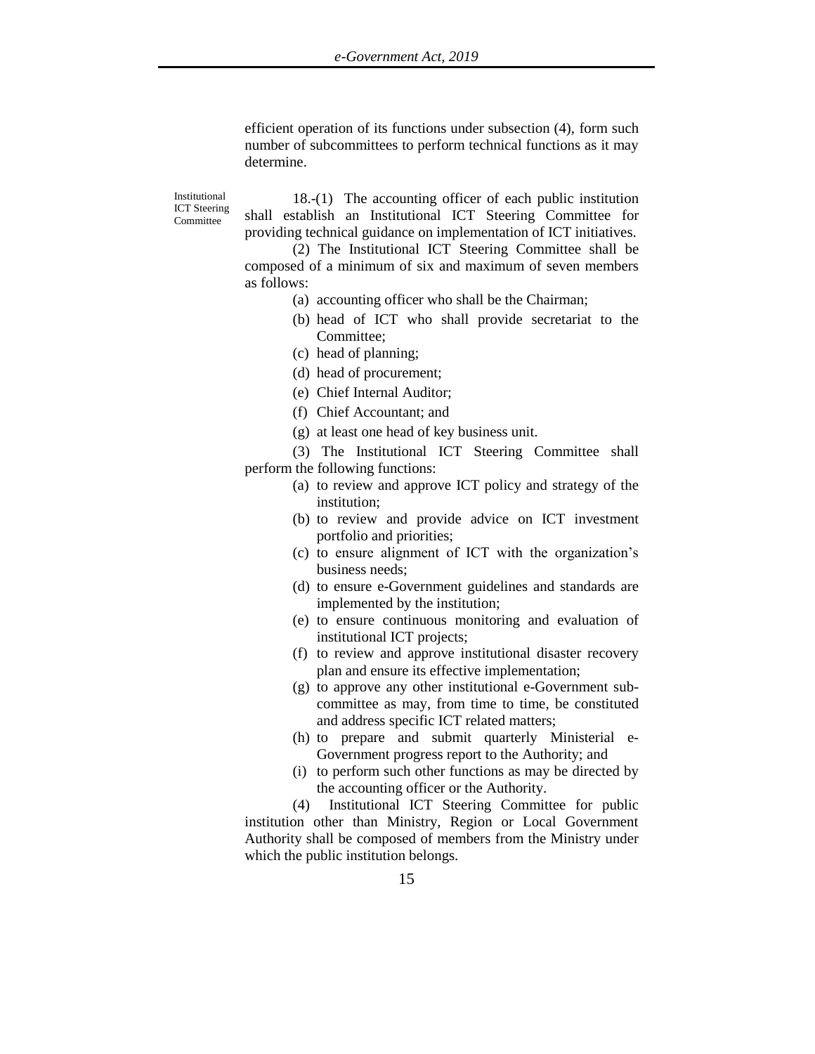efficient operation of its functions under subsection (4), form such number of subcommittees to perform technical functions as it may determine.

Institutional ICT Steering Committee

18.-(1) The accounting officer of each public institution shall establish an Institutional ICT Steering Committee for providing technical guidance on implementation of ICT initiatives.

(2) The Institutional ICT Steering Committee shall be composed of a minimum of six and maximum of seven members as follows:

- (a) accounting officer who shall be the Chairman;
- (b) head of ICT who shall provide secretariat to the Committee;
- (c) head of planning;
- (d) head of procurement;
- (e) Chief Internal Auditor;
- (f) Chief Accountant; and
- (g) at least one head of key business unit.

(3) The Institutional ICT Steering Committee shall perform the following functions:

- (a) to review and approve ICT policy and strategy of the institution;
- (b) to review and provide advice on ICT investment portfolio and priorities;
- (c) to ensure alignment of ICT with the organization's business needs;
- (d) to ensure e-Government guidelines and standards are implemented by the institution;
- (e) to ensure continuous monitoring and evaluation of institutional ICT projects;
- (f) to review and approve institutional disaster recovery plan and ensure its effective implementation;
- (g) to approve any other institutional e-Government sub-committee as may, from time to time, be constituted and address specific ICT related matters;
- (h) to prepare and submit quarterly Ministerial e-Government progress report to the Authority; and
- (i) to perform such other functions as may be directed by the accounting officer or the Authority.

(4) Institutional ICT Steering Committee for public institution other than Ministry, Region or Local Government Authority shall be composed of members from the Ministry under which the public institution belongs.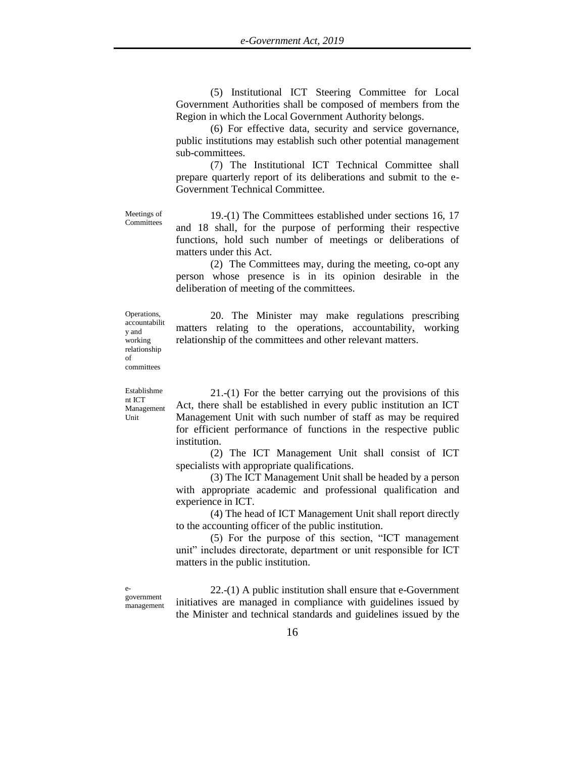(5) Institutional ICT Steering Committee for Local Government Authorities shall be composed of members from the Region in which the Local Government Authority belongs.

(6) For effective data, security and service governance, public institutions may establish such other potential management sub-committees.

(7) The Institutional ICT Technical Committee shall prepare quarterly report of its deliberations and submit to the e-Government Technical Committee.

*Meetings of Committees*

19.-(1) The Committees established under sections 16, 17 and 18 shall, for the purpose of performing their respective functions, hold such number of meetings or deliberations of matters under this Act.

(2) The Committees may, during the meeting, co-opt any person whose presence is in its opinion desirable in the deliberation of meeting of the committees.

*Operations, accountability and working relationship of committees*

20. The Minister may make regulations prescribing matters relating to the operations, accountability, working relationship of the committees and other relevant matters.

*Establishment ICT Management Unit*

21.-(1) For the better carrying out the provisions of this Act, there shall be established in every public institution an ICT Management Unit with such number of staff as may be required for efficient performance of functions in the respective public institution.

(2) The ICT Management Unit shall consist of ICT specialists with appropriate qualifications.

(3) The ICT Management Unit shall be headed by a person with appropriate academic and professional qualification and experience in ICT.

(4) The head of ICT Management Unit shall report directly to the accounting officer of the public institution.

(5) For the purpose of this section, "ICT management unit" includes directorate, department or unit responsible for ICT matters in the public institution.

*e-government management*

22.-(1) A public institution shall ensure that e-Government initiatives are managed in compliance with guidelines issued by the Minister and technical standards and guidelines issued by the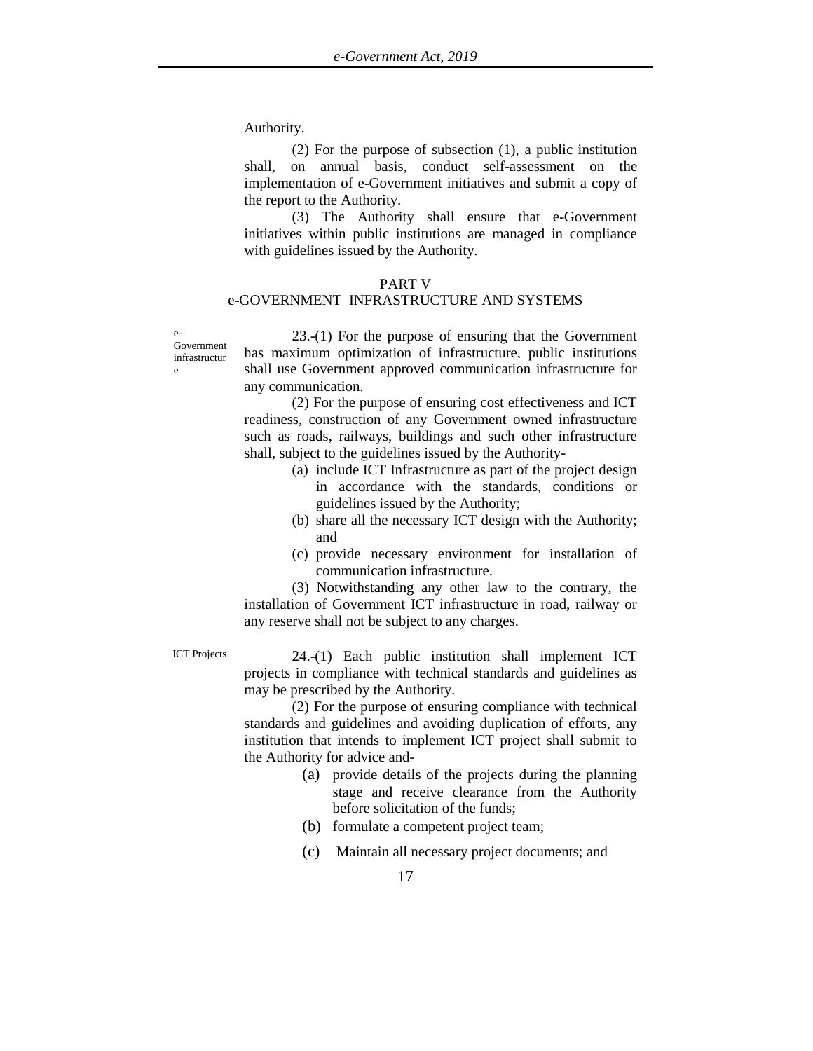Authority.

(2) For the purpose of subsection (1), a public institution shall, on annual basis, conduct self-assessment on the implementation of e-Government initiatives and submit a copy of the report to the Authority.

(3) The Authority shall ensure that e-Government initiatives within public institutions are managed in compliance with guidelines issued by the Authority.

## PART V
## e-GOVERNMENT INFRASTRUCTURE AND SYSTEMS

e-Government infrastructure

23.-(1) For the purpose of ensuring that the Government has maximum optimization of infrastructure, public institutions shall use Government approved communication infrastructure for any communication.

(2) For the purpose of ensuring cost effectiveness and ICT readiness, construction of any Government owned infrastructure such as roads, railways, buildings and such other infrastructure shall, subject to the guidelines issued by the Authority-

- (a) include ICT Infrastructure as part of the project design in accordance with the standards, conditions or guidelines issued by the Authority;
- (b) share all the necessary ICT design with the Authority; and
- (c) provide necessary environment for installation of communication infrastructure.

(3) Notwithstanding any other law to the contrary, the installation of Government ICT infrastructure in road, railway or any reserve shall not be subject to any charges.

ICT Projects

24.-(1) Each public institution shall implement ICT projects in compliance with technical standards and guidelines as may be prescribed by the Authority.

(2) For the purpose of ensuring compliance with technical standards and guidelines and avoiding duplication of efforts, any institution that intends to implement ICT project shall submit to the Authority for advice and-

- (a) provide details of the projects during the planning stage and receive clearance from the Authority before solicitation of the funds;
- (b) formulate a competent project team;
- (c) Maintain all necessary project documents; and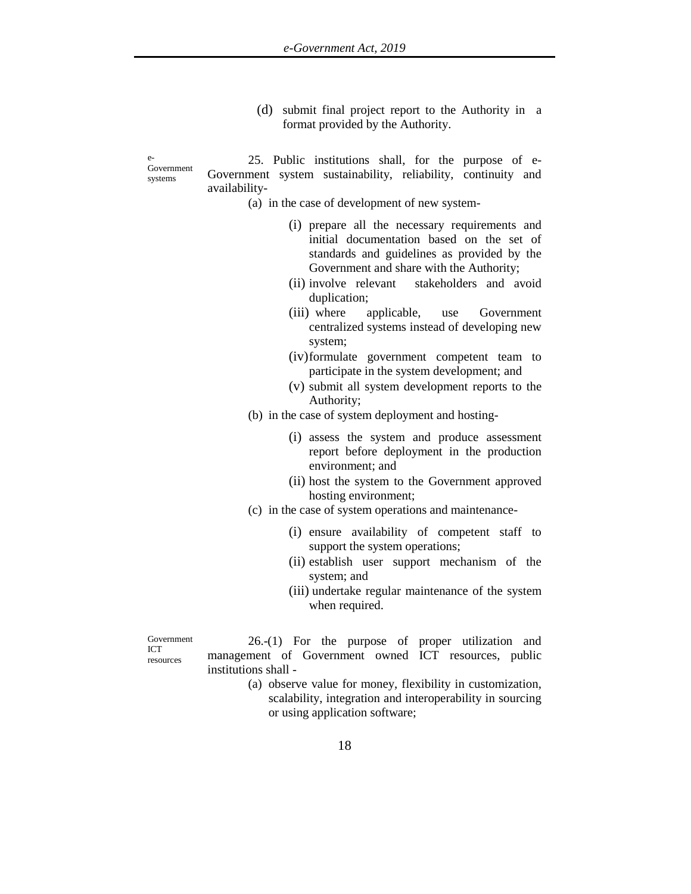(d) submit final project report to the Authority in a format provided by the Authority.

*e-Government systems*

25. Public institutions shall, for the purpose of e-Government system sustainability, reliability, continuity and availability-

(a) in the case of development of new system-

(i) prepare all the necessary requirements and initial documentation based on the set of standards and guidelines as provided by the Government and share with the Authority;

(ii) involve relevant stakeholders and avoid duplication;

(iii) where applicable, use Government centralized systems instead of developing new system;

(iv) formulate government competent team to participate in the system development; and

(v) submit all system development reports to the Authority;

(b) in the case of system deployment and hosting-

(i) assess the system and produce assessment report before deployment in the production environment; and

(ii) host the system to the Government approved hosting environment;

(c) in the case of system operations and maintenance-

(i) ensure availability of competent staff to support the system operations;

(ii) establish user support mechanism of the system; and

(iii) undertake regular maintenance of the system when required.

*Government ICT resources*

26.-(1) For the purpose of proper utilization and management of Government owned ICT resources, public institutions shall -

(a) observe value for money, flexibility in customization, scalability, integration and interoperability in sourcing or using application software;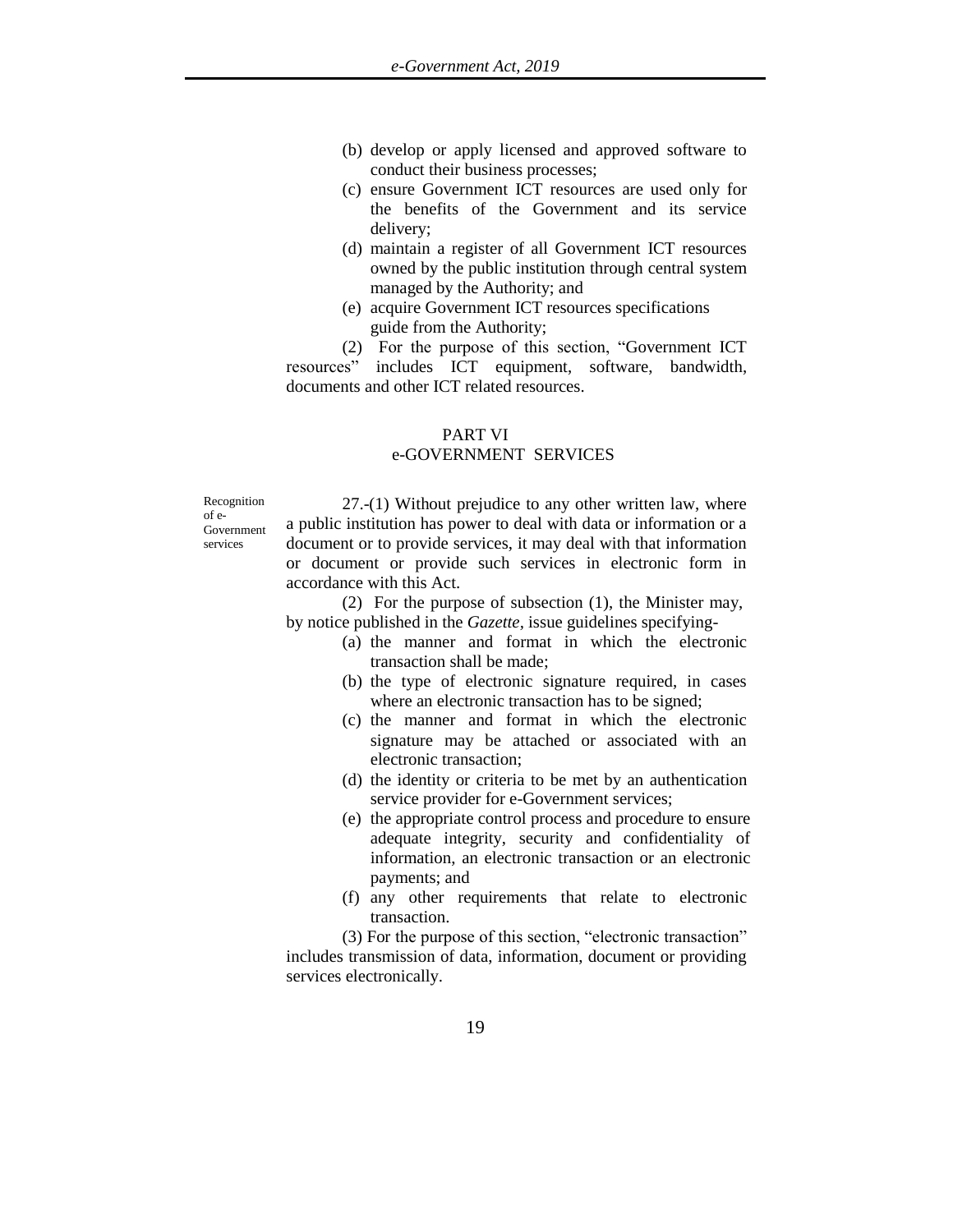(b) develop or apply licensed and approved software to conduct their business processes;

(c) ensure Government ICT resources are used only for the benefits of the Government and its service delivery;

(d) maintain a register of all Government ICT resources owned by the public institution through central system managed by the Authority; and

(e) acquire Government ICT resources specifications guide from the Authority;

(2) For the purpose of this section, "Government ICT resources" includes ICT equipment, software, bandwidth, documents and other ICT related resources.

## PART VI
## e-GOVERNMENT SERVICES

Recognition of e-Government services

27.-(1) Without prejudice to any other written law, where a public institution has power to deal with data or information or a document or to provide services, it may deal with that information or document or provide such services in electronic form in accordance with this Act.

(2) For the purpose of subsection (1), the Minister may, by notice published in the *Gazette*, issue guidelines specifying-

(a) the manner and format in which the electronic transaction shall be made;

(b) the type of electronic signature required, in cases where an electronic transaction has to be signed;

(c) the manner and format in which the electronic signature may be attached or associated with an electronic transaction;

(d) the identity or criteria to be met by an authentication service provider for e-Government services;

(e) the appropriate control process and procedure to ensure adequate integrity, security and confidentiality of information, an electronic transaction or an electronic payments; and

(f) any other requirements that relate to electronic transaction.

(3) For the purpose of this section, "electronic transaction" includes transmission of data, information, document or providing services electronically.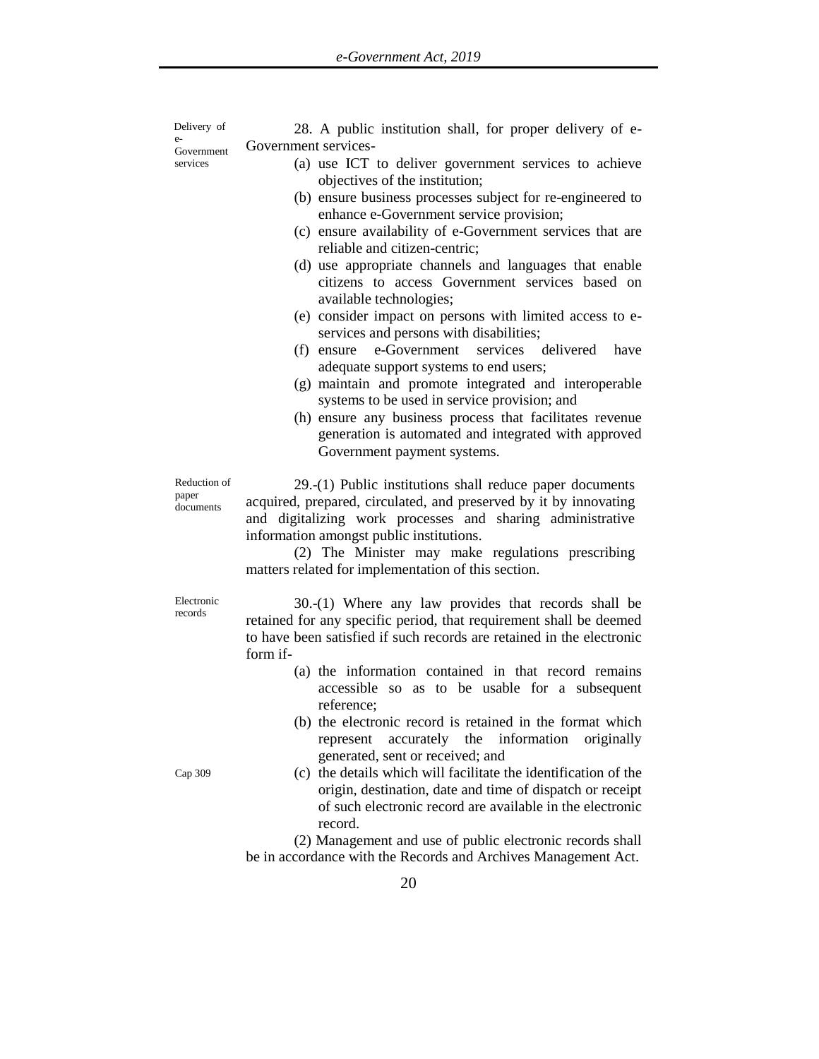Delivery of e-Government services

28. A public institution shall, for proper delivery of e-Government services-

(a) use ICT to deliver government services to achieve objectives of the institution;
(b) ensure business processes subject for re-engineered to enhance e-Government service provision;
(c) ensure availability of e-Government services that are reliable and citizen-centric;
(d) use appropriate channels and languages that enable citizens to access Government services based on available technologies;
(e) consider impact on persons with limited access to e-services and persons with disabilities;
(f) ensure e-Government services delivered have adequate support systems to end users;
(g) maintain and promote integrated and interoperable systems to be used in service provision; and
(h) ensure any business process that facilitates revenue generation is automated and integrated with approved Government payment systems.

Reduction of paper documents

29.-(1) Public institutions shall reduce paper documents acquired, prepared, circulated, and preserved by it by innovating and digitalizing work processes and sharing administrative information amongst public institutions.

(2) The Minister may make regulations prescribing matters related for implementation of this section.

Electronic records

30.-(1) Where any law provides that records shall be retained for any specific period, that requirement shall be deemed to have been satisfied if such records are retained in the electronic form if-

(a) the information contained in that record remains accessible so as to be usable for a subsequent reference;
(b) the electronic record is retained in the format which represent accurately the information originally generated, sent or received; and
(c) the details which will facilitate the identification of the origin, destination, date and time of dispatch or receipt of such electronic record are available in the electronic record.

Cap 309

(2) Management and use of public electronic records shall be in accordance with the Records and Archives Management Act.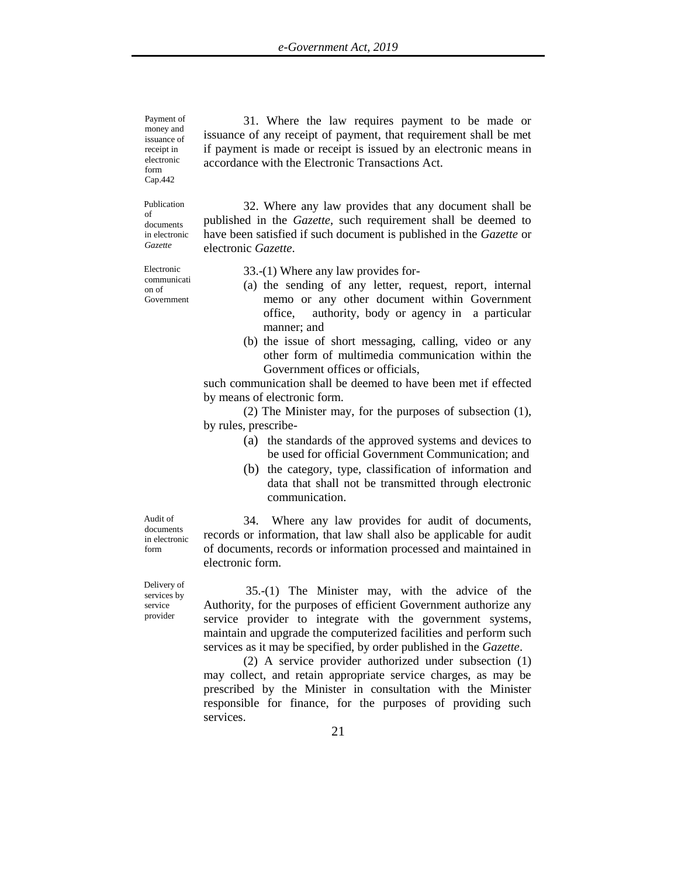Payment of money and issuance of receipt in electronic form
Cap.442

31. Where the law requires payment to be made or issuance of any receipt of payment, that requirement shall be met if payment is made or receipt is issued by an electronic means in accordance with the Electronic Transactions Act.

Publication of documents in electronic *Gazette*

32. Where any law provides that any document shall be published in the *Gazette*, such requirement shall be deemed to have been satisfied if such document is published in the *Gazette* or electronic *Gazette*.

Electronic communication of Government

33.-(1) Where any law provides for-

(a) the sending of any letter, request, report, internal memo or any other document within Government office, authority, body or agency in a particular manner; and
(b) the issue of short messaging, calling, video or any other form of multimedia communication within the Government offices or officials,

such communication shall be deemed to have been met if effected by means of electronic form.

(2) The Minister may, for the purposes of subsection (1), by rules, prescribe-

(a) the standards of the approved systems and devices to be used for official Government Communication; and
(b) the category, type, classification of information and data that shall not be transmitted through electronic communication.

Audit of documents in electronic form

34. Where any law provides for audit of documents, records or information, that law shall also be applicable for audit of documents, records or information processed and maintained in electronic form.

Delivery of services by service provider

35.-(1) The Minister may, with the advice of the Authority, for the purposes of efficient Government authorize any service provider to integrate with the government systems, maintain and upgrade the computerized facilities and perform such services as it may be specified, by order published in the *Gazette*.

(2) A service provider authorized under subsection (1) may collect, and retain appropriate service charges, as may be prescribed by the Minister in consultation with the Minister responsible for finance, for the purposes of providing such services.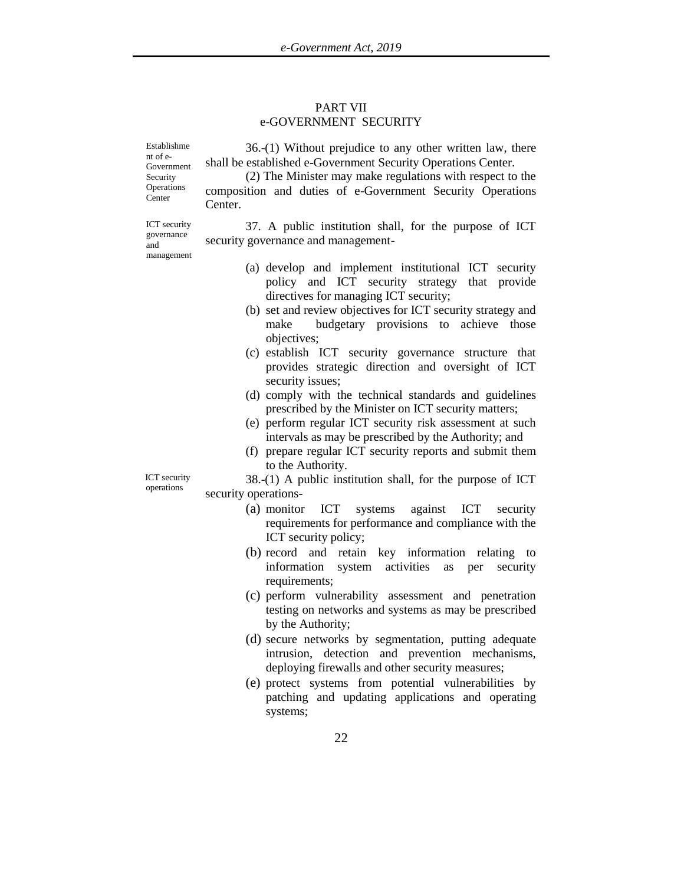## PART VII
## e-GOVERNMENT SECURITY

Establishment of e-Government Security Operations Center

36.-(1) Without prejudice to any other written law, there shall be established e-Government Security Operations Center.

(2) The Minister may make regulations with respect to the composition and duties of e-Government Security Operations Center.

ICT security governance and management

37. A public institution shall, for the purpose of ICT security governance and management-

(a) develop and implement institutional ICT security policy and ICT security strategy that provide directives for managing ICT security;

(b) set and review objectives for ICT security strategy and make budgetary provisions to achieve those objectives;

(c) establish ICT security governance structure that provides strategic direction and oversight of ICT security issues;

(d) comply with the technical standards and guidelines prescribed by the Minister on ICT security matters;

(e) perform regular ICT security risk assessment at such intervals as may be prescribed by the Authority; and

(f) prepare regular ICT security reports and submit them to the Authority.

ICT security operations

38.-(1) A public institution shall, for the purpose of ICT security operations-

(a) monitor ICT systems against ICT security requirements for performance and compliance with the ICT security policy;

(b) record and retain key information relating to information system activities as per security requirements;

(c) perform vulnerability assessment and penetration testing on networks and systems as may be prescribed by the Authority;

(d) secure networks by segmentation, putting adequate intrusion, detection and prevention mechanisms, deploying firewalls and other security measures;

(e) protect systems from potential vulnerabilities by patching and updating applications and operating systems;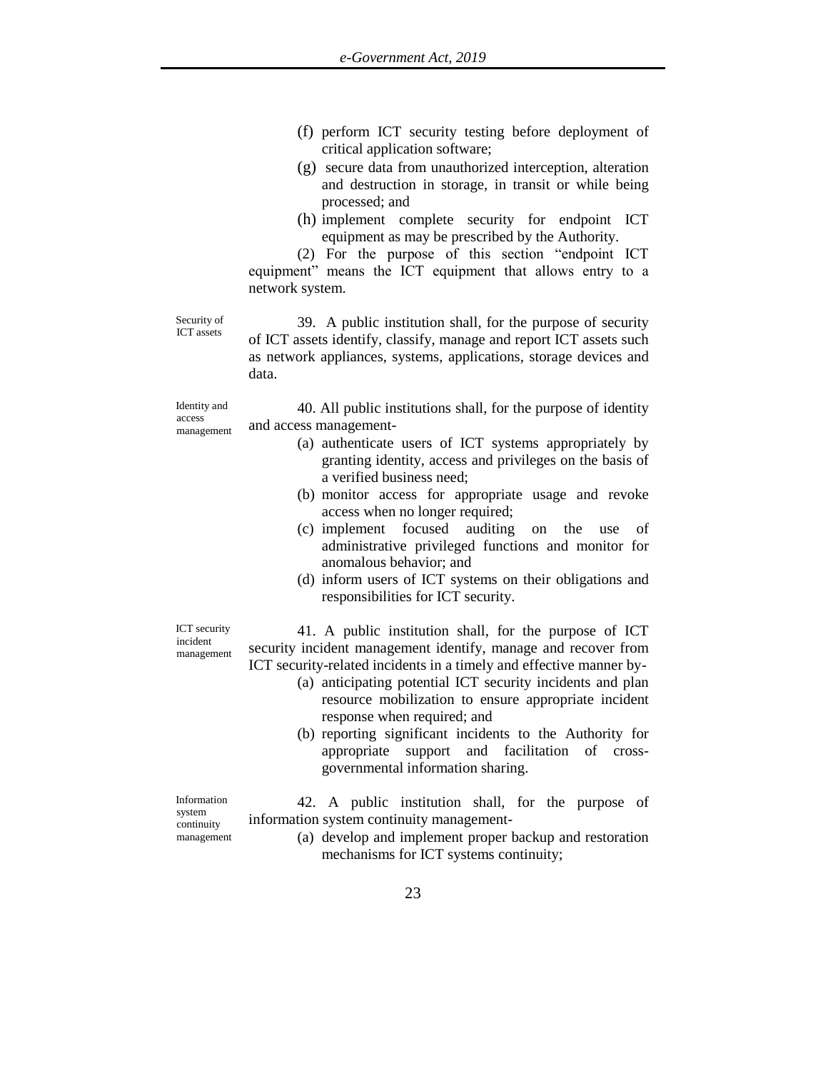(f) perform ICT security testing before deployment of critical application software;

(g) secure data from unauthorized interception, alteration and destruction in storage, in transit or while being processed; and

(h) implement complete security for endpoint ICT equipment as may be prescribed by the Authority.

(2) For the purpose of this section "endpoint ICT equipment" means the ICT equipment that allows entry to a network system.

**Security of ICT assets**

39. A public institution shall, for the purpose of security of ICT assets identify, classify, manage and report ICT assets such as network appliances, systems, applications, storage devices and data.

**Identity and access management**

40. All public institutions shall, for the purpose of identity and access management-

(a) authenticate users of ICT systems appropriately by granting identity, access and privileges on the basis of a verified business need;

(b) monitor access for appropriate usage and revoke access when no longer required;

(c) implement focused auditing on the use of administrative privileged functions and monitor for anomalous behavior; and

(d) inform users of ICT systems on their obligations and responsibilities for ICT security.

**ICT security incident management**

41. A public institution shall, for the purpose of ICT security incident management identify, manage and recover from ICT security-related incidents in a timely and effective manner by-

(a) anticipating potential ICT security incidents and plan resource mobilization to ensure appropriate incident response when required; and

(b) reporting significant incidents to the Authority for appropriate support and facilitation of cross-governmental information sharing.

**Information system continuity management**

42. A public institution shall, for the purpose of information system continuity management-

(a) develop and implement proper backup and restoration mechanisms for ICT systems continuity;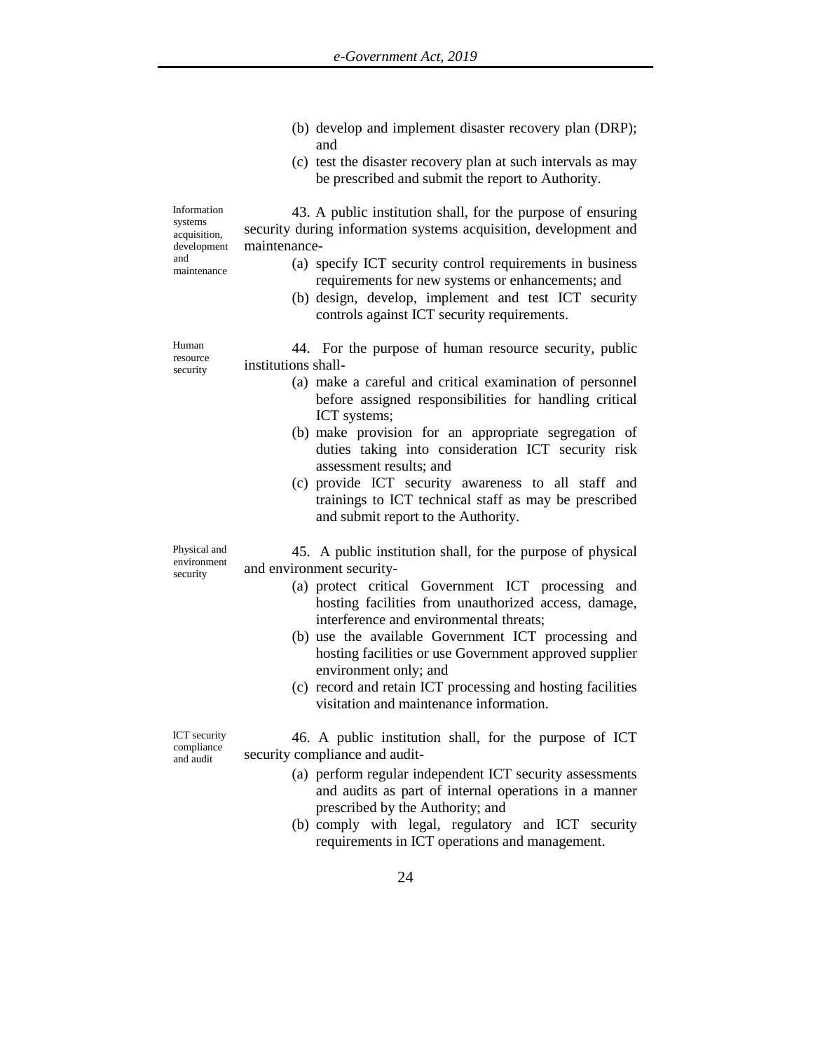(b) develop and implement disaster recovery plan (DRP); and

(c) test the disaster recovery plan at such intervals as may be prescribed and submit the report to Authority.

**Information systems acquisition, development and maintenance**

43. A public institution shall, for the purpose of ensuring security during information systems acquisition, development and maintenance-

(a) specify ICT security control requirements in business requirements for new systems or enhancements; and

(b) design, develop, implement and test ICT security controls against ICT security requirements.

**Human resource security**

44. For the purpose of human resource security, public institutions shall-

(a) make a careful and critical examination of personnel before assigned responsibilities for handling critical ICT systems;

(b) make provision for an appropriate segregation of duties taking into consideration ICT security risk assessment results; and

(c) provide ICT security awareness to all staff and trainings to ICT technical staff as may be prescribed and submit report to the Authority.

**Physical and environment security**

45. A public institution shall, for the purpose of physical and environment security-

(a) protect critical Government ICT processing and hosting facilities from unauthorized access, damage, interference and environmental threats;

(b) use the available Government ICT processing and hosting facilities or use Government approved supplier environment only; and

(c) record and retain ICT processing and hosting facilities visitation and maintenance information.

**ICT security compliance and audit**

46. A public institution shall, for the purpose of ICT security compliance and audit-

(a) perform regular independent ICT security assessments and audits as part of internal operations in a manner prescribed by the Authority; and

(b) comply with legal, regulatory and ICT security requirements in ICT operations and management.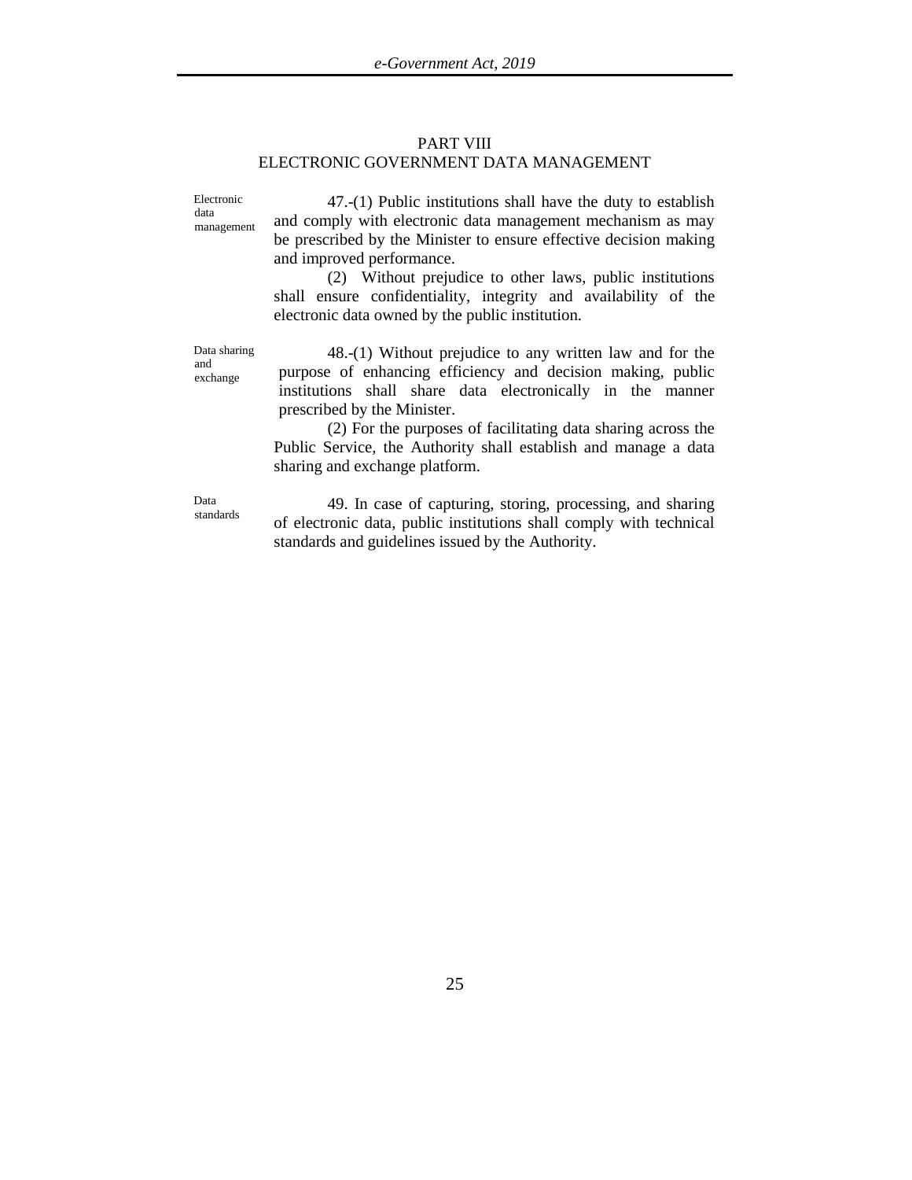## PART VIII
## ELECTRONIC GOVERNMENT DATA MANAGEMENT

Electronic data management

47.-(1) Public institutions shall have the duty to establish and comply with electronic data management mechanism as may be prescribed by the Minister to ensure effective decision making and improved performance.

(2) Without prejudice to other laws, public institutions shall ensure confidentiality, integrity and availability of the electronic data owned by the public institution.

Data sharing and exchange

48.-(1) Without prejudice to any written law and for the purpose of enhancing efficiency and decision making, public institutions shall share data electronically in the manner prescribed by the Minister.

(2) For the purposes of facilitating data sharing across the Public Service, the Authority shall establish and manage a data sharing and exchange platform.

Data standards

49. In case of capturing, storing, processing, and sharing of electronic data, public institutions shall comply with technical standards and guidelines issued by the Authority.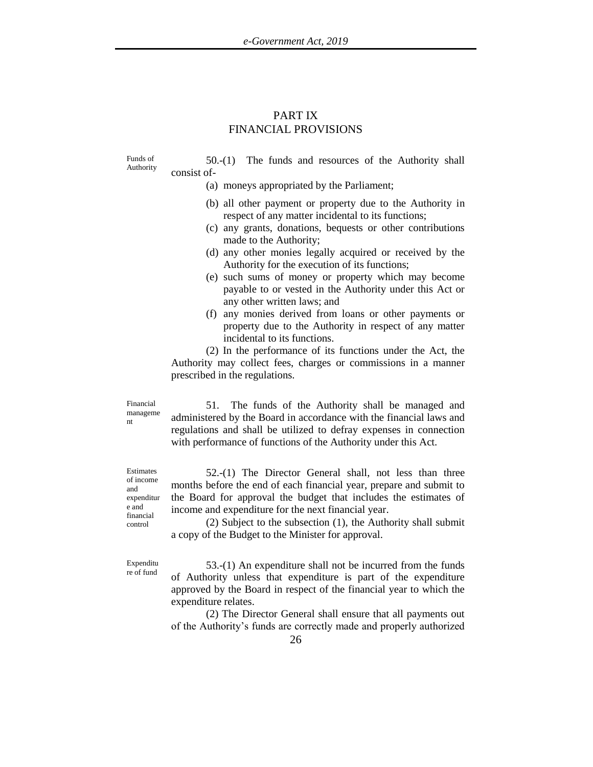# PART IX
# FINANCIAL PROVISIONS

Funds of Authority

50.-(1) The funds and resources of the Authority shall consist of-

(a) moneys appropriated by the Parliament;

(b) all other payment or property due to the Authority in respect of any matter incidental to its functions;

(c) any grants, donations, bequests or other contributions made to the Authority;

(d) any other monies legally acquired or received by the Authority for the execution of its functions;

(e) such sums of money or property which may become payable to or vested in the Authority under this Act or any other written laws; and

(f) any monies derived from loans or other payments or property due to the Authority in respect of any matter incidental to its functions.

(2) In the performance of its functions under the Act, the Authority may collect fees, charges or commissions in a manner prescribed in the regulations.

Financial management

51. The funds of the Authority shall be managed and administered by the Board in accordance with the financial laws and regulations and shall be utilized to defray expenses in connection with performance of functions of the Authority under this Act.

Estimates of income and expenditure and financial control

52.-(1) The Director General shall, not less than three months before the end of each financial year, prepare and submit to the Board for approval the budget that includes the estimates of income and expenditure for the next financial year.

(2) Subject to the subsection (1), the Authority shall submit a copy of the Budget to the Minister for approval.

Expenditure of fund

53.-(1) An expenditure shall not be incurred from the funds of Authority unless that expenditure is part of the expenditure approved by the Board in respect of the financial year to which the expenditure relates.

(2) The Director General shall ensure that all payments out of the Authority's funds are correctly made and properly authorized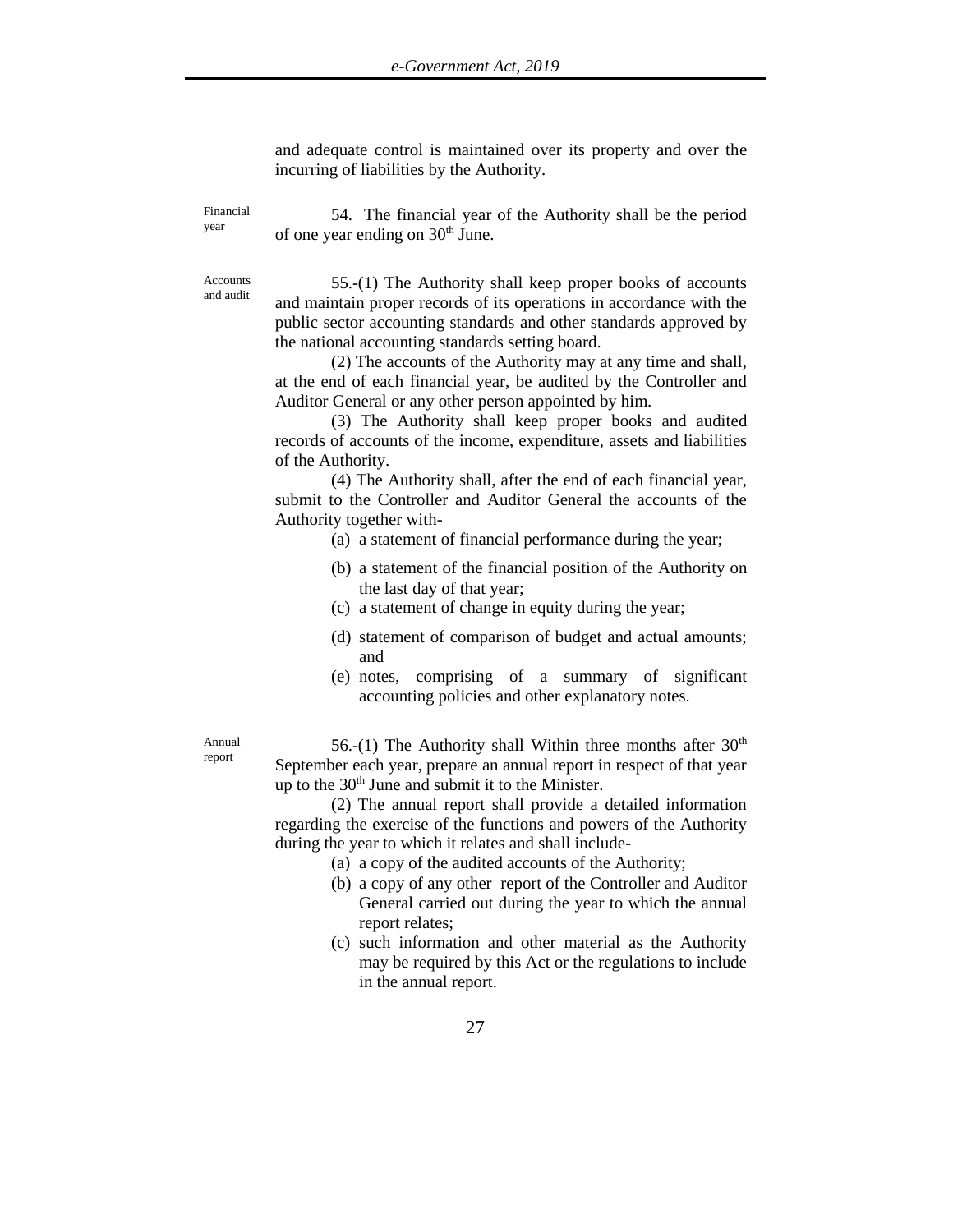and adequate control is maintained over its property and over the incurring of liabilities by the Authority.

Financial year

54. The financial year of the Authority shall be the period of one year ending on 30th June.

Accounts and audit

55.-(1) The Authority shall keep proper books of accounts and maintain proper records of its operations in accordance with the public sector accounting standards and other standards approved by the national accounting standards setting board.

(2) The accounts of the Authority may at any time and shall, at the end of each financial year, be audited by the Controller and Auditor General or any other person appointed by him.

(3) The Authority shall keep proper books and audited records of accounts of the income, expenditure, assets and liabilities of the Authority.

(4) The Authority shall, after the end of each financial year, submit to the Controller and Auditor General the accounts of the Authority together with-

(a) a statement of financial performance during the year;

(b) a statement of the financial position of the Authority on the last day of that year;

(c) a statement of change in equity during the year;

(d) statement of comparison of budget and actual amounts; and

(e) notes, comprising of a summary of significant accounting policies and other explanatory notes.

Annual report

56.-(1) The Authority shall Within three months after 30th September each year, prepare an annual report in respect of that year up to the 30th June and submit it to the Minister.

(2) The annual report shall provide a detailed information regarding the exercise of the functions and powers of the Authority during the year to which it relates and shall include-

(a) a copy of the audited accounts of the Authority;

(b) a copy of any other report of the Controller and Auditor General carried out during the year to which the annual report relates;

(c) such information and other material as the Authority may be required by this Act or the regulations to include in the annual report.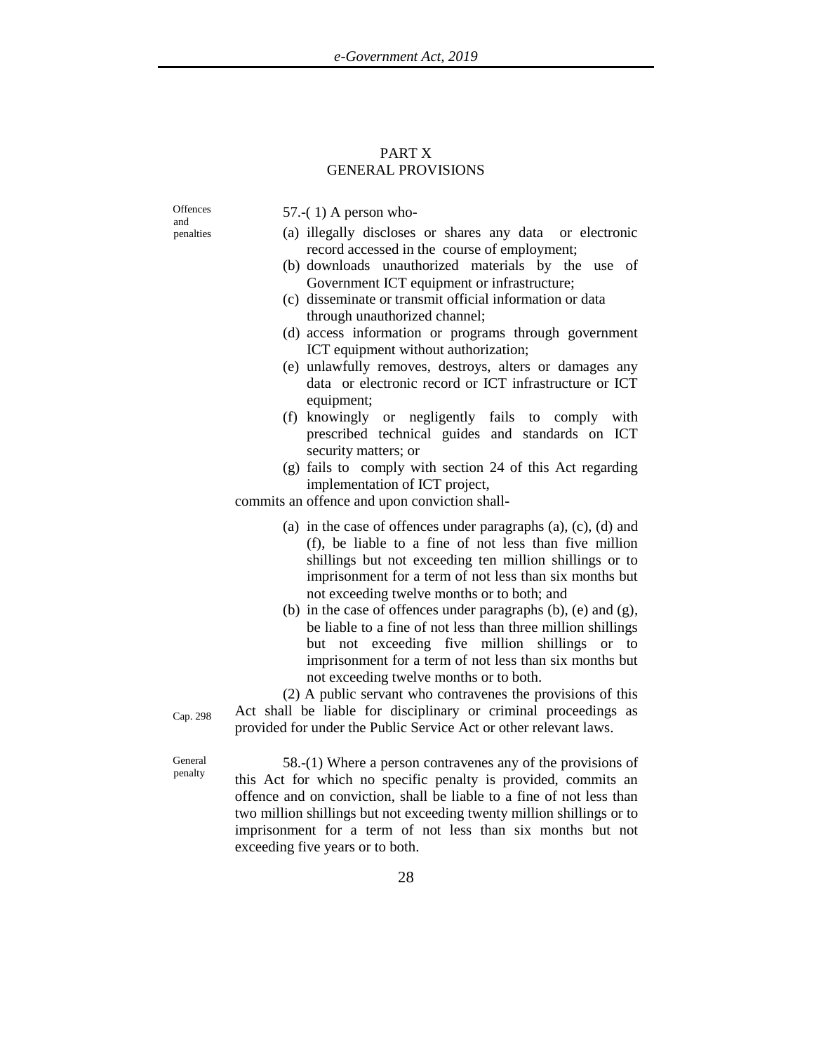## PART X
## GENERAL PROVISIONS

Offences and penalties

57.-( 1) A person who-

(a) illegally discloses or shares any data or electronic record accessed in the course of employment;
(b) downloads unauthorized materials by the use of Government ICT equipment or infrastructure;
(c) disseminate or transmit official information or data through unauthorized channel;
(d) access information or programs through government ICT equipment without authorization;
(e) unlawfully removes, destroys, alters or damages any data or electronic record or ICT infrastructure or ICT equipment;
(f) knowingly or negligently fails to comply with prescribed technical guides and standards on ICT security matters; or
(g) fails to comply with section 24 of this Act regarding implementation of ICT project,

commits an offence and upon conviction shall-

(a) in the case of offences under paragraphs (a), (c), (d) and (f), be liable to a fine of not less than five million shillings but not exceeding ten million shillings or to imprisonment for a term of not less than six months but not exceeding twelve months or to both; and
(b) in the case of offences under paragraphs (b), (e) and (g), be liable to a fine of not less than three million shillings but not exceeding five million shillings or to imprisonment for a term of not less than six months but not exceeding twelve months or to both.

Cap. 298

(2) A public servant who contravenes the provisions of this Act shall be liable for disciplinary or criminal proceedings as provided for under the Public Service Act or other relevant laws.

General penalty

58.-(1) Where a person contravenes any of the provisions of this Act for which no specific penalty is provided, commits an offence and on conviction, shall be liable to a fine of not less than two million shillings but not exceeding twenty million shillings or to imprisonment for a term of not less than six months but not exceeding five years or to both.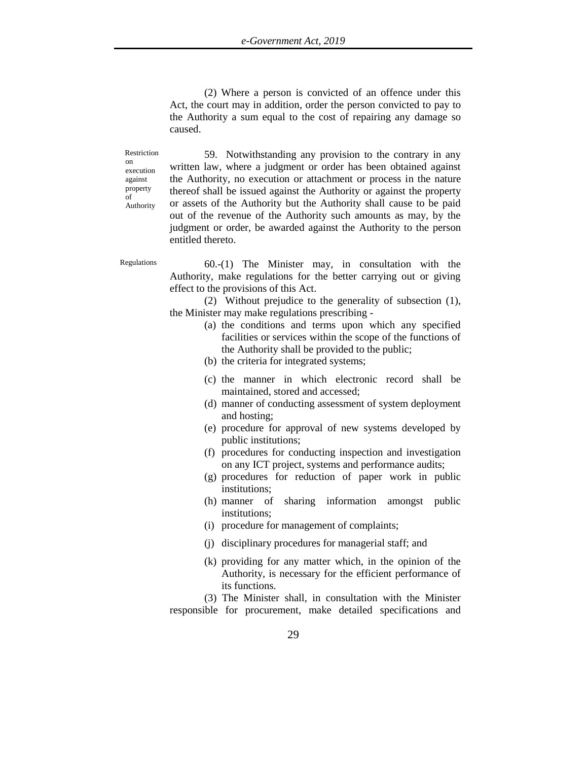(2) Where a person is convicted of an offence under this Act, the court may in addition, order the person convicted to pay to the Authority a sum equal to the cost of repairing any damage so caused.

Restriction on execution against property of Authority

59. Notwithstanding any provision to the contrary in any written law, where a judgment or order has been obtained against the Authority, no execution or attachment or process in the nature thereof shall be issued against the Authority or against the property or assets of the Authority but the Authority shall cause to be paid out of the revenue of the Authority such amounts as may, by the judgment or order, be awarded against the Authority to the person entitled thereto.

Regulations

60.-(1) The Minister may, in consultation with the Authority, make regulations for the better carrying out or giving effect to the provisions of this Act.

(2) Without prejudice to the generality of subsection (1), the Minister may make regulations prescribing -

(a) the conditions and terms upon which any specified facilities or services within the scope of the functions of the Authority shall be provided to the public;

(b) the criteria for integrated systems;

(c) the manner in which electronic record shall be maintained, stored and accessed;

(d) manner of conducting assessment of system deployment and hosting;

(e) procedure for approval of new systems developed by public institutions;

(f) procedures for conducting inspection and investigation on any ICT project, systems and performance audits;

(g) procedures for reduction of paper work in public institutions;

(h) manner of sharing information amongst public institutions;

(i) procedure for management of complaints;

(j) disciplinary procedures for managerial staff; and

(k) providing for any matter which, in the opinion of the Authority, is necessary for the efficient performance of its functions.

(3) The Minister shall, in consultation with the Minister responsible for procurement, make detailed specifications and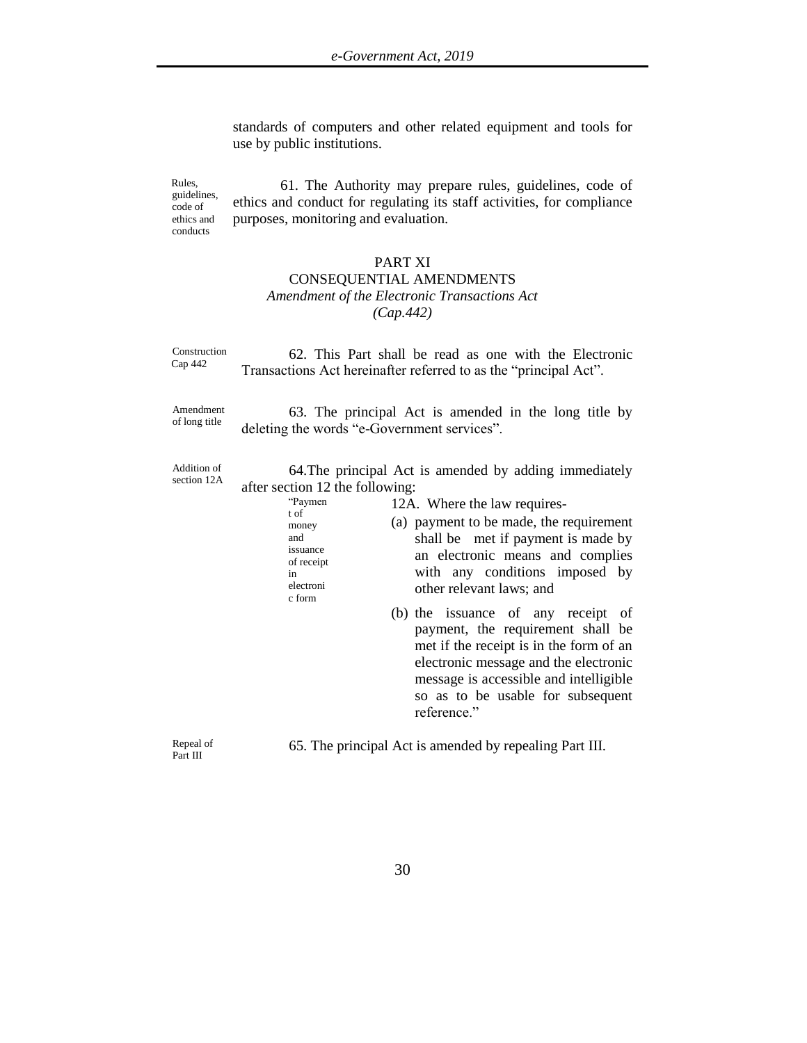standards of computers and other related equipment and tools for use by public institutions.

Rules, guidelines, code of ethics and conducts

61. The Authority may prepare rules, guidelines, code of ethics and conduct for regulating its staff activities, for compliance purposes, monitoring and evaluation.

## PART XI
## CONSEQUENTIAL AMENDMENTS
### *Amendment of the Electronic Transactions Act (Cap.442)*

Construction Cap 442

62. This Part shall be read as one with the Electronic Transactions Act hereinafter referred to as the "principal Act".

Amendment of long title

63. The principal Act is amended in the long title by deleting the words "e-Government services".

Addition of section 12A

64.The principal Act is amended by adding immediately after section 12 the following:

"Payment of money and issuance of receipt in electronic form

12A. Where the law requires-

(a) payment to be made, the requirement shall be met if payment is made by an electronic means and complies with any conditions imposed by other relevant laws; and

(b) the issuance of any receipt of payment, the requirement shall be met if the receipt is in the form of an electronic message and the electronic message is accessible and intelligible so as to be usable for subsequent reference."

Repeal of Part III

65. The principal Act is amended by repealing Part III.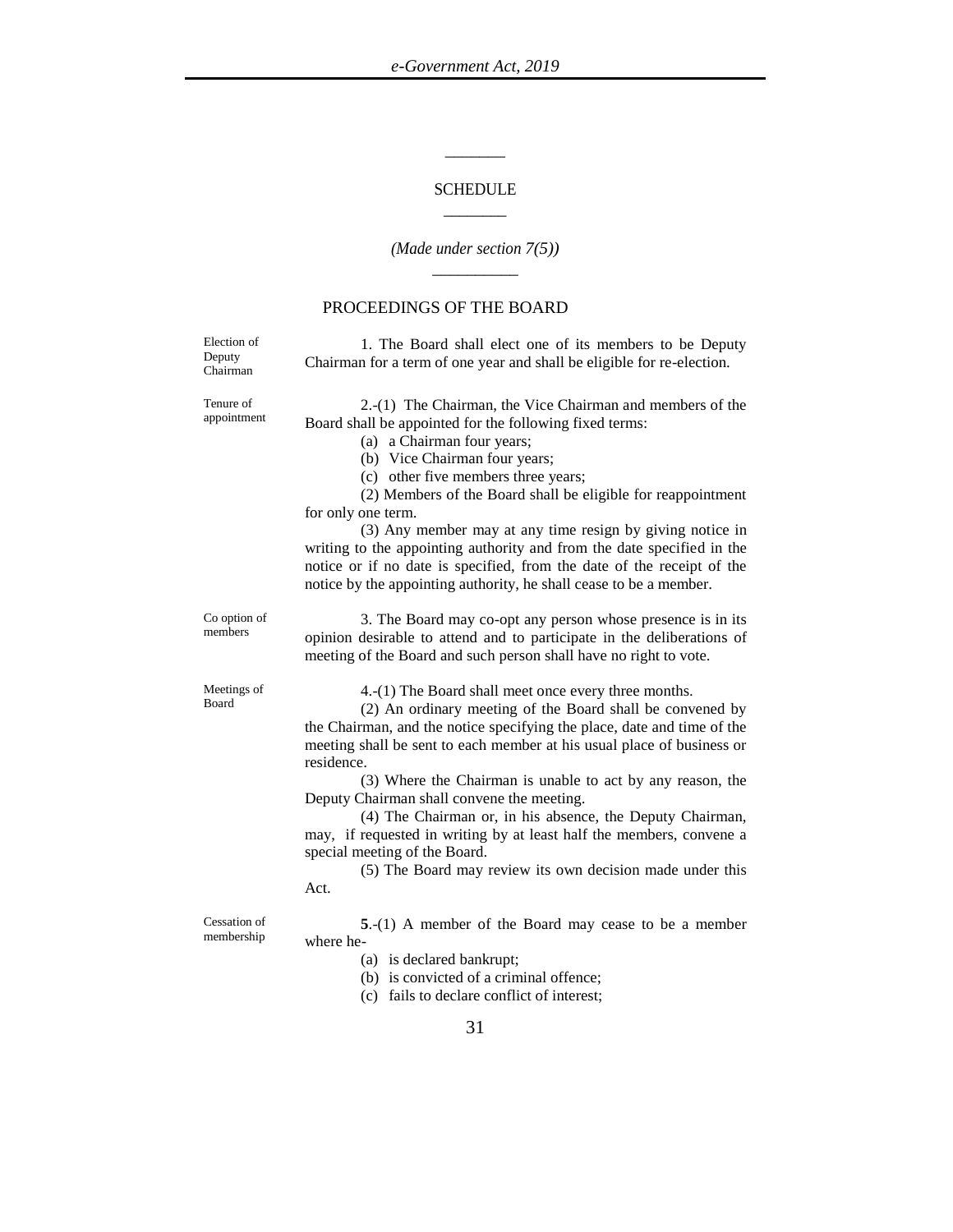## SCHEDULE

*(Made under section 7(5))*

### PROCEEDINGS OF THE BOARD

Election of Deputy Chairman

1. The Board shall elect one of its members to be Deputy Chairman for a term of one year and shall be eligible for re-election.

Tenure of appointment

2.-(1) The Chairman, the Vice Chairman and members of the Board shall be appointed for the following fixed terms:

(a) a Chairman four years;
(b) Vice Chairman four years;
(c) other five members three years;

(2) Members of the Board shall be eligible for reappointment for only one term.

(3) Any member may at any time resign by giving notice in writing to the appointing authority and from the date specified in the notice or if no date is specified, from the date of the receipt of the notice by the appointing authority, he shall cease to be a member.

Co option of members

3. The Board may co-opt any person whose presence is in its opinion desirable to attend and to participate in the deliberations of meeting of the Board and such person shall have no right to vote.

Meetings of Board

4.-(1) The Board shall meet once every three months.

(2) An ordinary meeting of the Board shall be convened by the Chairman, and the notice specifying the place, date and time of the meeting shall be sent to each member at his usual place of business or residence.

(3) Where the Chairman is unable to act by any reason, the Deputy Chairman shall convene the meeting.

(4) The Chairman or, in his absence, the Deputy Chairman, may, if requested in writing by at least half the members, convene a special meeting of the Board.

(5) The Board may review its own decision made under this Act.

Cessation of membership

**5**.-(1) A member of the Board may cease to be a member where he-

(a) is declared bankrupt;
(b) is convicted of a criminal offence;
(c) fails to declare conflict of interest;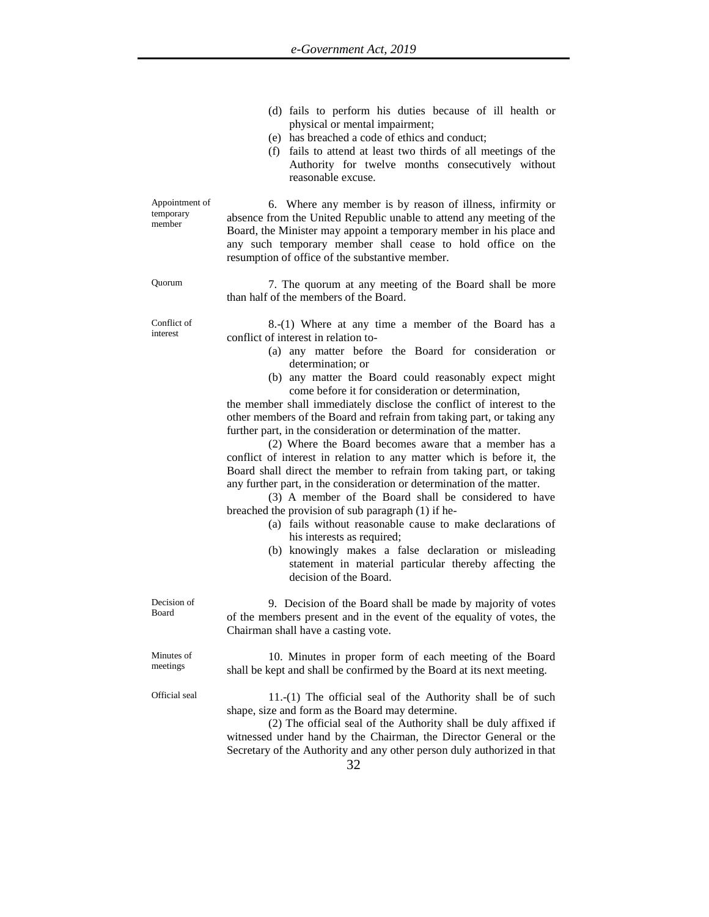(d) fails to perform his duties because of ill health or physical or mental impairment;

(e) has breached a code of ethics and conduct;

(f) fails to attend at least two thirds of all meetings of the Authority for twelve months consecutively without reasonable excuse.

Appointment of temporary member

6. Where any member is by reason of illness, infirmity or absence from the United Republic unable to attend any meeting of the Board, the Minister may appoint a temporary member in his place and any such temporary member shall cease to hold office on the resumption of office of the substantive member.

Quorum

7. The quorum at any meeting of the Board shall be more than half of the members of the Board.

Conflict of interest

8.-(1) Where at any time a member of the Board has a conflict of interest in relation to-

(a) any matter before the Board for consideration or determination; or

(b) any matter the Board could reasonably expect might come before it for consideration or determination,

the member shall immediately disclose the conflict of interest to the other members of the Board and refrain from taking part, or taking any further part, in the consideration or determination of the matter.

(2) Where the Board becomes aware that a member has a conflict of interest in relation to any matter which is before it, the Board shall direct the member to refrain from taking part, or taking any further part, in the consideration or determination of the matter.

(3) A member of the Board shall be considered to have breached the provision of sub paragraph (1) if he-

(a) fails without reasonable cause to make declarations of his interests as required;

(b) knowingly makes a false declaration or misleading statement in material particular thereby affecting the decision of the Board.

Decision of Board

9. Decision of the Board shall be made by majority of votes of the members present and in the event of the equality of votes, the Chairman shall have a casting vote.

Minutes of meetings

10. Minutes in proper form of each meeting of the Board shall be kept and shall be confirmed by the Board at its next meeting.

Official seal

11.-(1) The official seal of the Authority shall be of such shape, size and form as the Board may determine.

(2) The official seal of the Authority shall be duly affixed if witnessed under hand by the Chairman, the Director General or the Secretary of the Authority and any other person duly authorized in that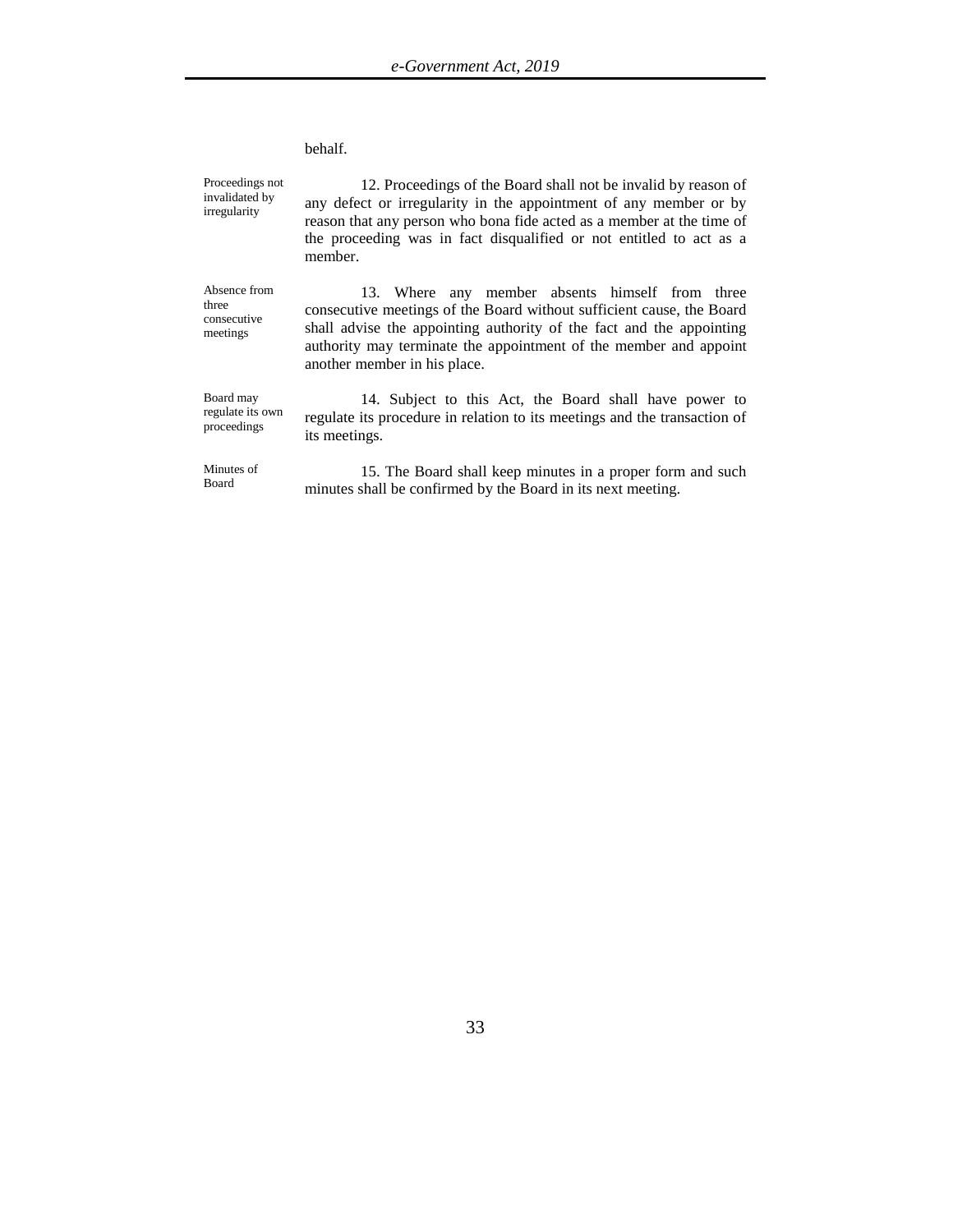behalf.

**Proceedings not invalidated by irregularity**

12. Proceedings of the Board shall not be invalid by reason of any defect or irregularity in the appointment of any member or by reason that any person who bona fide acted as a member at the time of the proceeding was in fact disqualified or not entitled to act as a member.

**Absence from three consecutive meetings**

13. Where any member absents himself from three consecutive meetings of the Board without sufficient cause, the Board shall advise the appointing authority of the fact and the appointing authority may terminate the appointment of the member and appoint another member in his place.

**Board may regulate its own proceedings**

14. Subject to this Act, the Board shall have power to regulate its procedure in relation to its meetings and the transaction of its meetings.

**Minutes of Board**

15. The Board shall keep minutes in a proper form and such minutes shall be confirmed by the Board in its next meeting.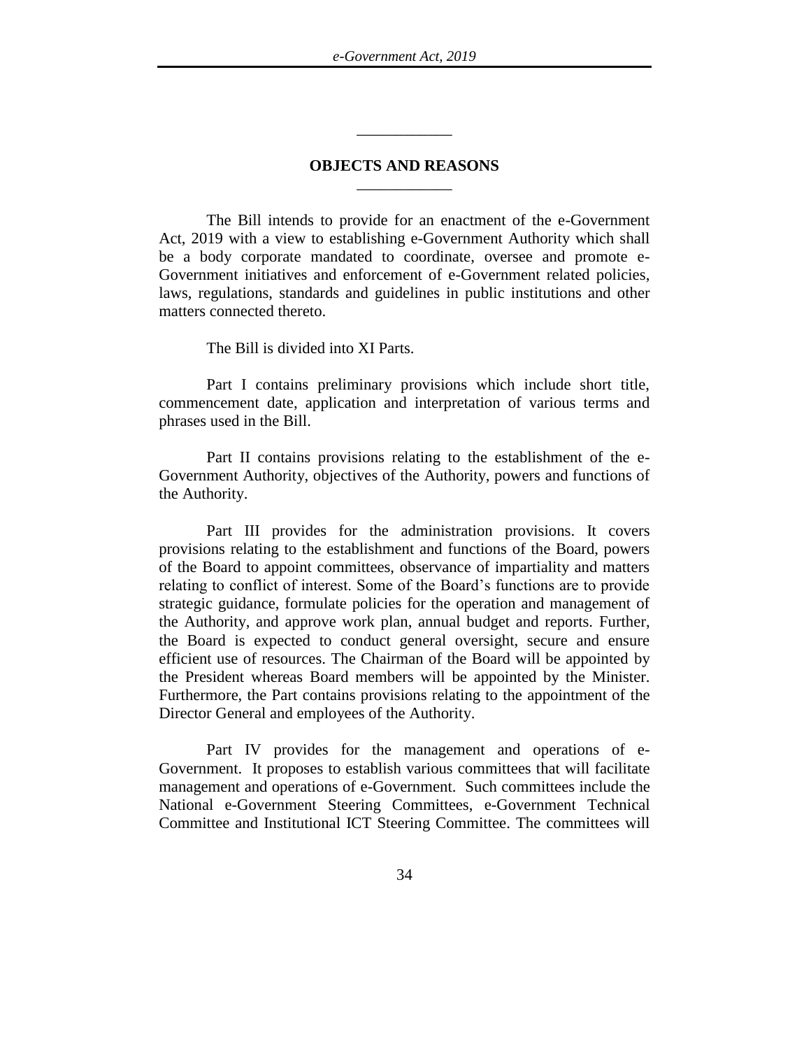## OBJECTS AND REASONS

The Bill intends to provide for an enactment of the e-Government Act, 2019 with a view to establishing e-Government Authority which shall be a body corporate mandated to coordinate, oversee and promote e-Government initiatives and enforcement of e-Government related policies, laws, regulations, standards and guidelines in public institutions and other matters connected thereto.

The Bill is divided into XI Parts.

Part I contains preliminary provisions which include short title, commencement date, application and interpretation of various terms and phrases used in the Bill.

Part II contains provisions relating to the establishment of the e-Government Authority, objectives of the Authority, powers and functions of the Authority.

Part III provides for the administration provisions. It covers provisions relating to the establishment and functions of the Board, powers of the Board to appoint committees, observance of impartiality and matters relating to conflict of interest. Some of the Board's functions are to provide strategic guidance, formulate policies for the operation and management of the Authority, and approve work plan, annual budget and reports. Further, the Board is expected to conduct general oversight, secure and ensure efficient use of resources. The Chairman of the Board will be appointed by the President whereas Board members will be appointed by the Minister. Furthermore, the Part contains provisions relating to the appointment of the Director General and employees of the Authority.

Part IV provides for the management and operations of e-Government. It proposes to establish various committees that will facilitate management and operations of e-Government. Such committees include the National e-Government Steering Committees, e-Government Technical Committee and Institutional ICT Steering Committee. The committees will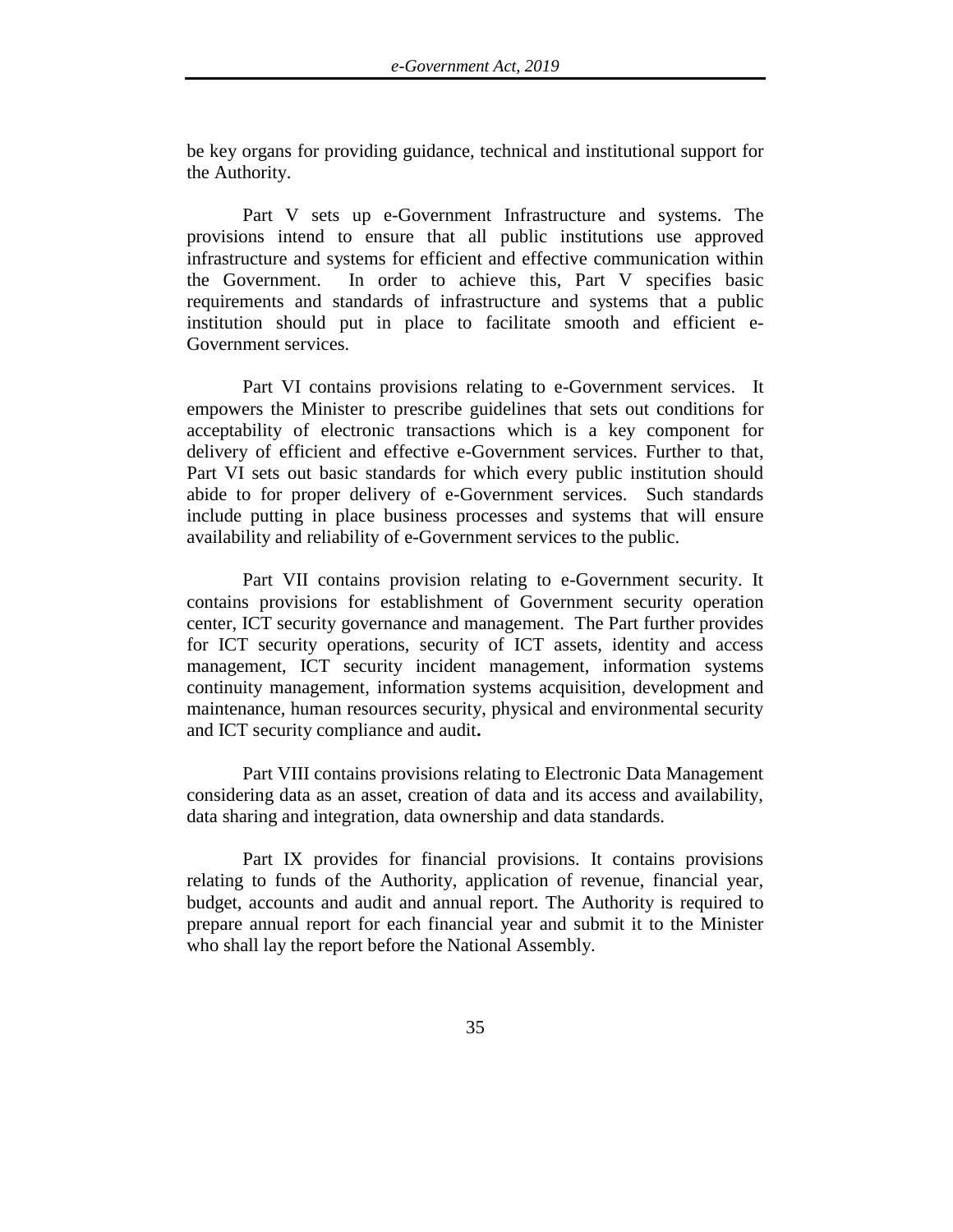be key organs for providing guidance, technical and institutional support for the Authority.

Part V sets up e-Government Infrastructure and systems. The provisions intend to ensure that all public institutions use approved infrastructure and systems for efficient and effective communication within the Government. In order to achieve this, Part V specifies basic requirements and standards of infrastructure and systems that a public institution should put in place to facilitate smooth and efficient e-Government services.

Part VI contains provisions relating to e-Government services. It empowers the Minister to prescribe guidelines that sets out conditions for acceptability of electronic transactions which is a key component for delivery of efficient and effective e-Government services. Further to that, Part VI sets out basic standards for which every public institution should abide to for proper delivery of e-Government services. Such standards include putting in place business processes and systems that will ensure availability and reliability of e-Government services to the public.

Part VII contains provision relating to e-Government security. It contains provisions for establishment of Government security operation center, ICT security governance and management. The Part further provides for ICT security operations, security of ICT assets, identity and access management, ICT security incident management, information systems continuity management, information systems acquisition, development and maintenance, human resources security, physical and environmental security and ICT security compliance and audit**.**

Part VIII contains provisions relating to Electronic Data Management considering data as an asset, creation of data and its access and availability, data sharing and integration, data ownership and data standards.

Part IX provides for financial provisions. It contains provisions relating to funds of the Authority, application of revenue, financial year, budget, accounts and audit and annual report. The Authority is required to prepare annual report for each financial year and submit it to the Minister who shall lay the report before the National Assembly.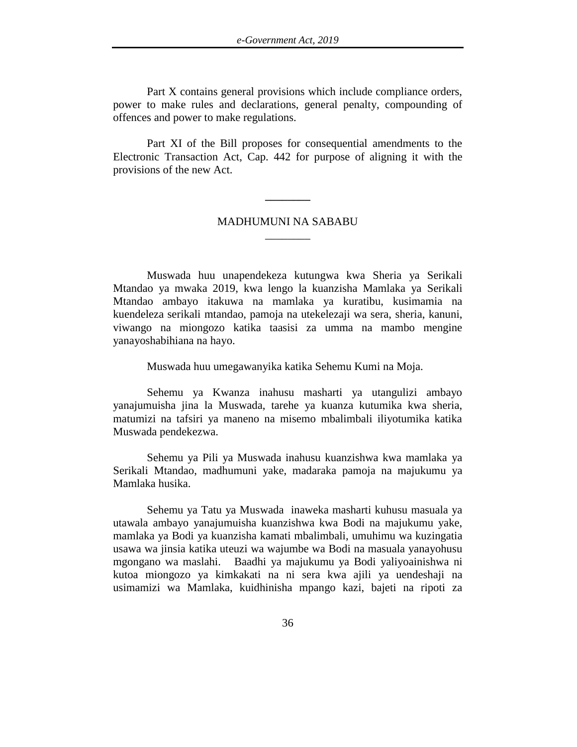Part X contains general provisions which include compliance orders, power to make rules and declarations, general penalty, compounding of offences and power to make regulations.

Part XI of the Bill proposes for consequential amendments to the Electronic Transaction Act, Cap. 442 for purpose of aligning it with the provisions of the new Act.

---

## MADHUMUNI NA SABABU

---

Muswada huu unapendekeza kutungwa kwa Sheria ya Serikali Mtandao ya mwaka 2019, kwa lengo la kuanzisha Mamlaka ya Serikali Mtandao ambayo itakuwa na mamlaka ya kuratibu, kusimamia na kuendeleza serikali mtandao, pamoja na utekelezaji wa sera, sheria, kanuni, viwango na miongozo katika taasisi za umma na mambo mengine yanayoshabihiana na hayo.

Muswada huu umegawanyika katika Sehemu Kumi na Moja.

Sehemu ya Kwanza inahusu masharti ya utangulizi ambayo yanajumuisha jina la Muswada, tarehe ya kuanza kutumika kwa sheria, matumizi na tafsiri ya maneno na misemo mbalimbali iliyotumika katika Muswada pendekezwa.

Sehemu ya Pili ya Muswada inahusu kuanzishwa kwa mamlaka ya Serikali Mtandao, madhumuni yake, madaraka pamoja na majukumu ya Mamlaka husika.

Sehemu ya Tatu ya Muswada inaweka masharti kuhusu masuala ya utawala ambayo yanajumuisha kuanzishwa kwa Bodi na majukumu yake, mamlaka ya Bodi ya kuanzisha kamati mbalimbali, umuhimu wa kuzingatia usawa wa jinsia katika uteuzi wa wajumbe wa Bodi na masuala yanayohusu mgongano wa maslahi. Baadhi ya majukumu ya Bodi yaliyoainishwa ni kutoa miongozo ya kimkakati na ni sera kwa ajili ya uendeshaji na usimamizi wa Mamlaka, kuidhinisha mpango kazi, bajeti na ripoti za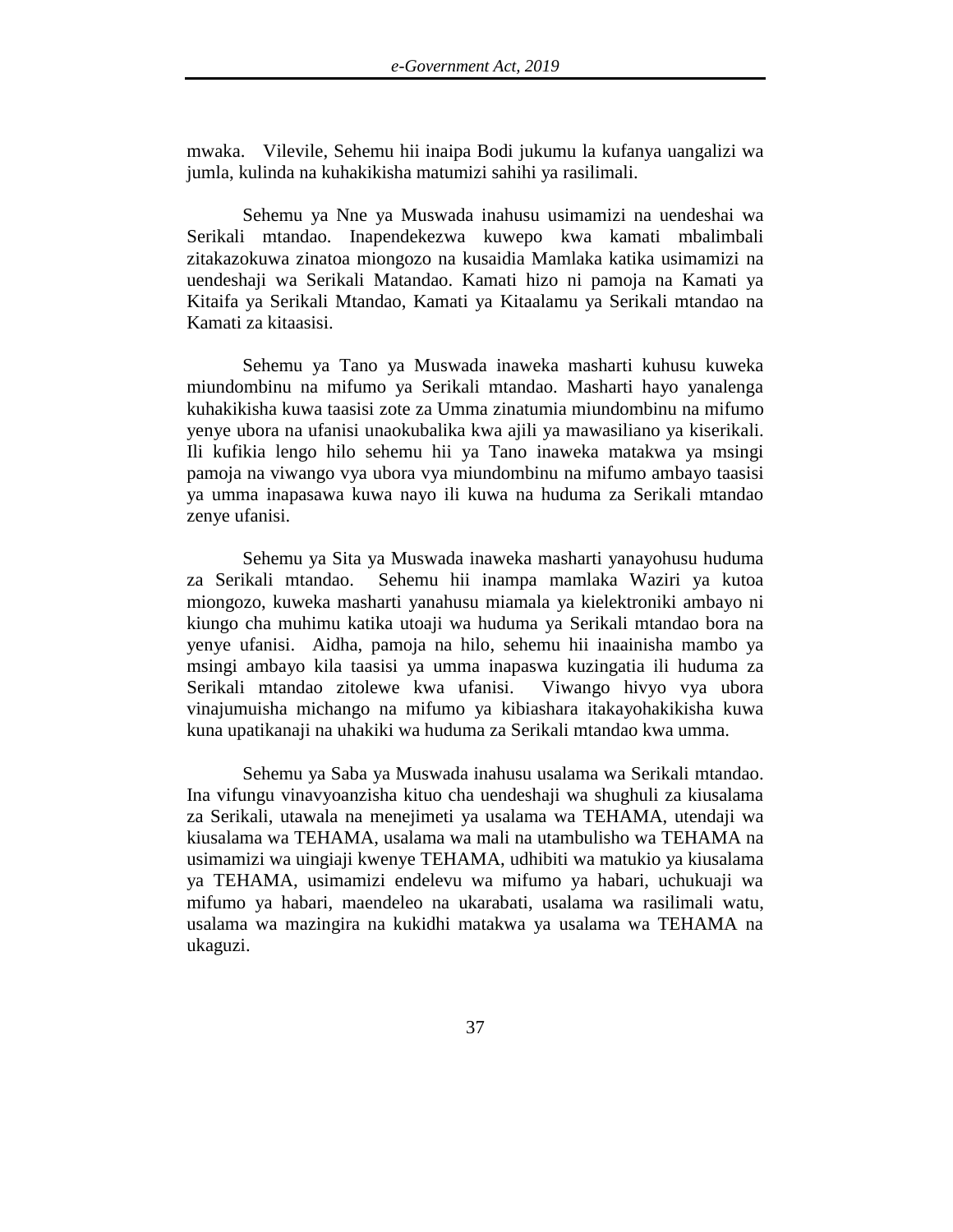mwaka. Vilevile, Sehemu hii inaipa Bodi jukumu la kufanya uangalizi wa jumla, kulinda na kuhakikisha matumizi sahihi ya rasilimali.

Sehemu ya Nne ya Muswada inahusu usimamizi na uendeshai wa Serikali mtandao. Inapendekezwa kuwepo kwa kamati mbalimbali zitakazokuwa zinatoa miongozo na kusaidia Mamlaka katika usimamizi na uendeshaji wa Serikali Matandao. Kamati hizo ni pamoja na Kamati ya Kitaifa ya Serikali Mtandao, Kamati ya Kitaalamu ya Serikali mtandao na Kamati za kitaasisi.

Sehemu ya Tano ya Muswada inaweka masharti kuhusu kuweka miundombinu na mifumo ya Serikali mtandao. Masharti hayo yanalenga kuhakikisha kuwa taasisi zote za Umma zinatumia miundombinu na mifumo yenye ubora na ufanisi unaokubalika kwa ajili ya mawasiliano ya kiserikali. Ili kufikia lengo hilo sehemu hii ya Tano inaweka matakwa ya msingi pamoja na viwango vya ubora vya miundombinu na mifumo ambayo taasisi ya umma inapasawa kuwa nayo ili kuwa na huduma za Serikali mtandao zenye ufanisi.

Sehemu ya Sita ya Muswada inaweka masharti yanayohusu huduma za Serikali mtandao. Sehemu hii inampa mamlaka Waziri ya kutoa miongozo, kuweka masharti yanahusu miamala ya kielektroniki ambayo ni kiungo cha muhimu katika utoaji wa huduma ya Serikali mtandao bora na yenye ufanisi. Aidha, pamoja na hilo, sehemu hii inaainisha mambo ya msingi ambayo kila taasisi ya umma inapaswa kuzingatia ili huduma za Serikali mtandao zitolewe kwa ufanisi. Viwango hivyo vya ubora vinajumuisha michango na mifumo ya kibiashara itakayohakikisha kuwa kuna upatikanaji na uhakiki wa huduma za Serikali mtandao kwa umma.

Sehemu ya Saba ya Muswada inahusu usalama wa Serikali mtandao. Ina vifungu vinavyoanzisha kituo cha uendeshaji wa shughuli za kiusalama za Serikali, utawala na menejimeti ya usalama wa TEHAMA, utendaji wa kiusalama wa TEHAMA, usalama wa mali na utambulisho wa TEHAMA na usimamizi wa uingiaji kwenye TEHAMA, udhibiti wa matukio ya kiusalama ya TEHAMA, usimamizi endelevu wa mifumo ya habari, uchukuaji wa mifumo ya habari, maendeleo na ukarabati, usalama wa rasilimali watu, usalama wa mazingira na kukidhi matakwa ya usalama wa TEHAMA na ukaguzi.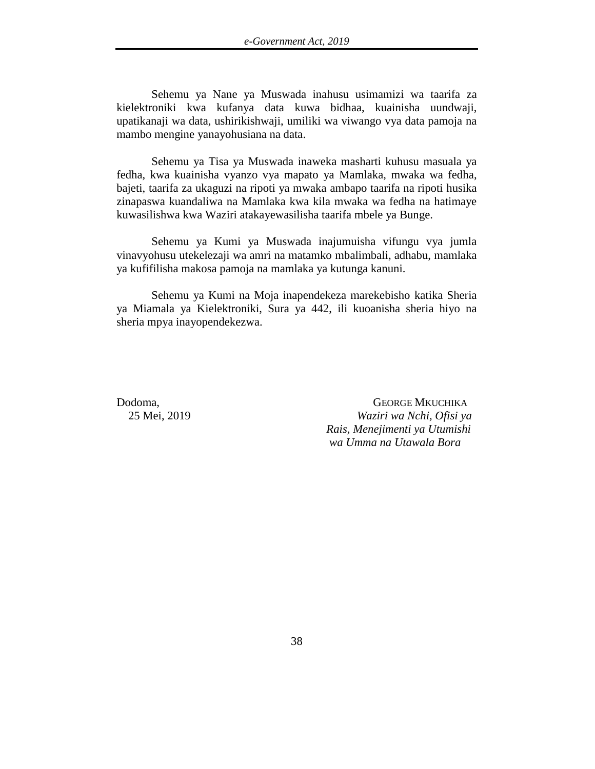Sehemu ya Nane ya Muswada inahusu usimamizi wa taarifa za kielektroniki kwa kufanya data kuwa bidhaa, kuainisha uundwaji, upatikanaji wa data, ushirikishwaji, umiliki wa viwango vya data pamoja na mambo mengine yanayohusiana na data.

Sehemu ya Tisa ya Muswada inaweka masharti kuhusu masuala ya fedha, kwa kuainisha vyanzo vya mapato ya Mamlaka, mwaka wa fedha, bajeti, taarifa za ukaguzi na ripoti ya mwaka ambapo taarifa na ripoti husika zinapaswa kuandaliwa na Mamlaka kwa kila mwaka wa fedha na hatimaye kuwasilishwa kwa Waziri atakayewasilisha taarifa mbele ya Bunge.

Sehemu ya Kumi ya Muswada inajumuisha vifungu vya jumla vinavyohusu utekelezaji wa amri na matamko mbalimbali, adhabu, mamlaka ya kufifilisha makosa pamoja na mamlaka ya kutunga kanuni.

Sehemu ya Kumi na Moja inapendekeza marekebisho katika Sheria ya Miamala ya Kielektroniki, Sura ya 442, ili kuoanisha sheria hiyo na sheria mpya inayopendekezwa.

Dodoma,
25 Mei, 2019

GEORGE MKUCHIKA
*Waziri wa Nchi, Ofisi ya Rais, Menejimenti ya Utumishi wa Umma na Utawala Bora*